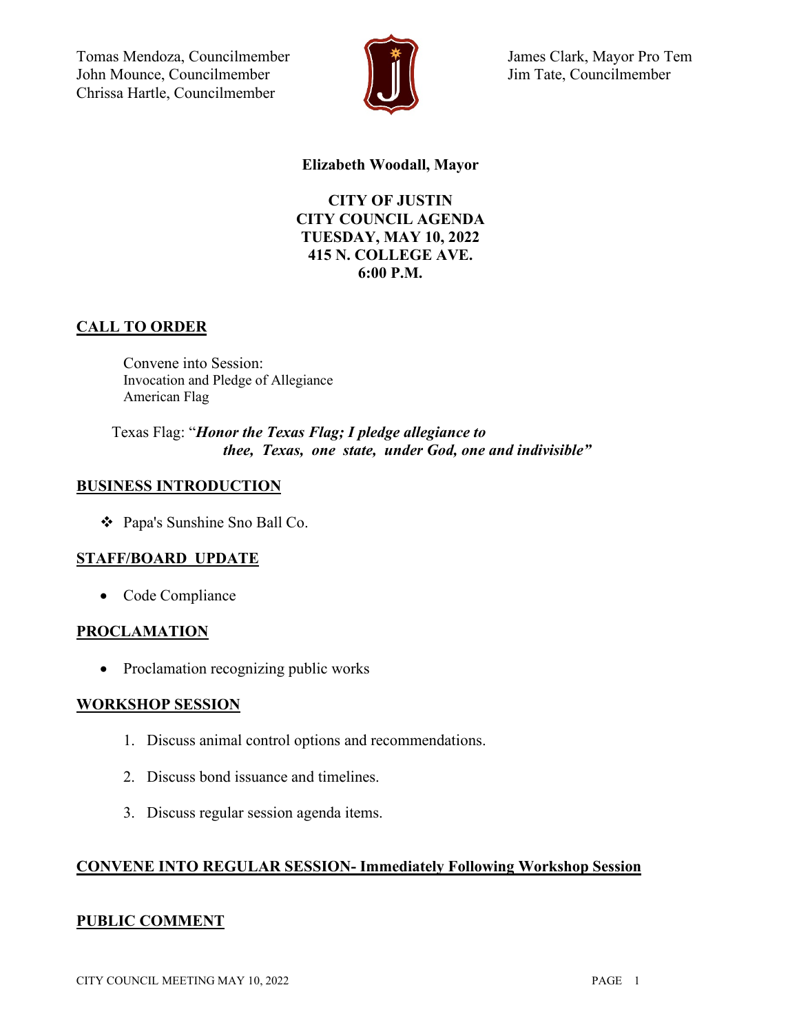Tomas Mendoza, Councilmember
John Mounce, Councilmember
Chrissa Hartle, Councilmember

James Clark, Mayor Pro Tem
Jim Tate, Councilmember

**Elizabeth Woodall, Mayor**

**CITY OF JUSTIN**
**CITY COUNCIL AGENDA**
**TUESDAY, MAY 10, 2022**
**415 N. COLLEGE AVE.**
**6:00 P.M.**

## CALL TO ORDER

Convene into Session:
Invocation and Pledge of Allegiance
American Flag

Texas Flag: "***Honor the Texas Flag; I pledge allegiance to thee, Texas, one state, under God, one and indivisible"***

## BUSINESS INTRODUCTION

- ❖ Papa's Sunshine Sno Ball Co.

## STAFF/BOARD UPDATE

- Code Compliance

## PROCLAMATION

- Proclamation recognizing public works

## WORKSHOP SESSION

1. Discuss animal control options and recommendations.
2. Discuss bond issuance and timelines.
3. Discuss regular session agenda items.

## CONVENE INTO REGULAR SESSION- Immediately Following Workshop Session

## PUBLIC COMMENT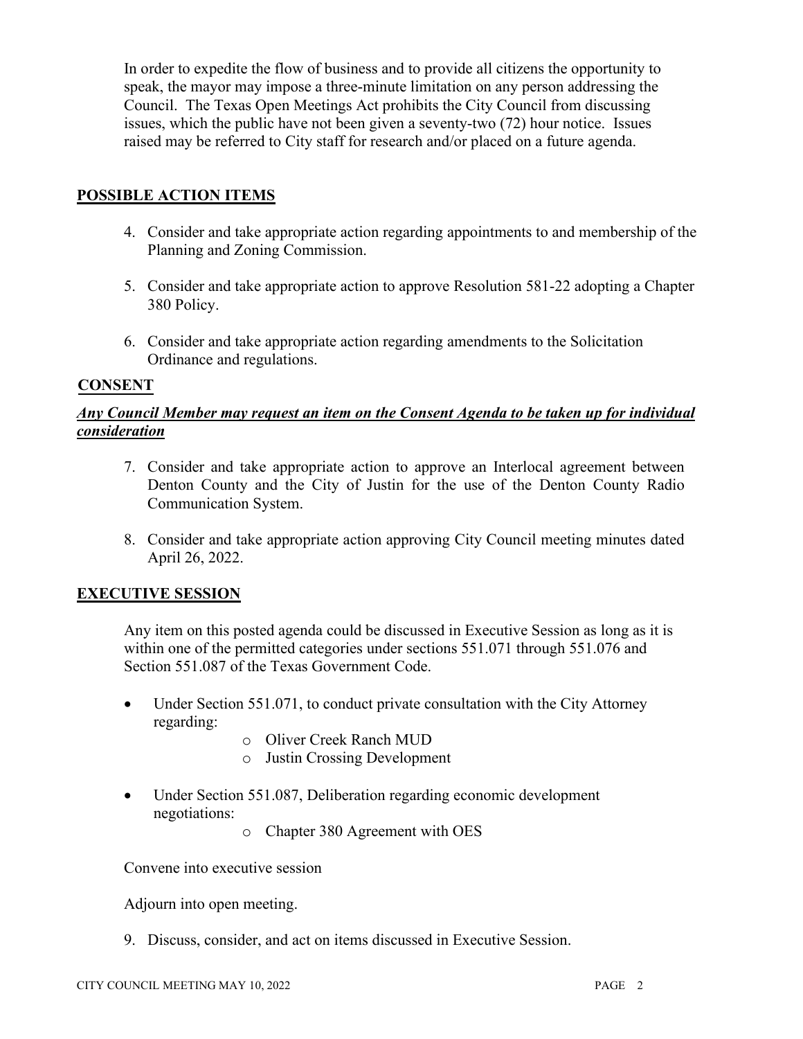In order to expedite the flow of business and to provide all citizens the opportunity to speak, the mayor may impose a three-minute limitation on any person addressing the Council. The Texas Open Meetings Act prohibits the City Council from discussing issues, which the public have not been given a seventy-two (72) hour notice. Issues raised may be referred to City staff for research and/or placed on a future agenda.

## POSSIBLE ACTION ITEMS

4. Consider and take appropriate action regarding appointments to and membership of the Planning and Zoning Commission.

5. Consider and take appropriate action to approve Resolution 581-22 adopting a Chapter 380 Policy.

6. Consider and take appropriate action regarding amendments to the Solicitation Ordinance and regulations.

## CONSENT

***Any Council Member may request an item on the Consent Agenda to be taken up for individual consideration***

7. Consider and take appropriate action to approve an Interlocal agreement between Denton County and the City of Justin for the use of the Denton County Radio Communication System.

8. Consider and take appropriate action approving City Council meeting minutes dated April 26, 2022.

## EXECUTIVE SESSION

Any item on this posted agenda could be discussed in Executive Session as long as it is within one of the permitted categories under sections 551.071 through 551.076 and Section 551.087 of the Texas Government Code.

- Under Section 551.071, to conduct private consultation with the City Attorney regarding:
  - Oliver Creek Ranch MUD
  - Justin Crossing Development

- Under Section 551.087, Deliberation regarding economic development negotiations:
  - Chapter 380 Agreement with OES

Convene into executive session

Adjourn into open meeting.

9. Discuss, consider, and act on items discussed in Executive Session.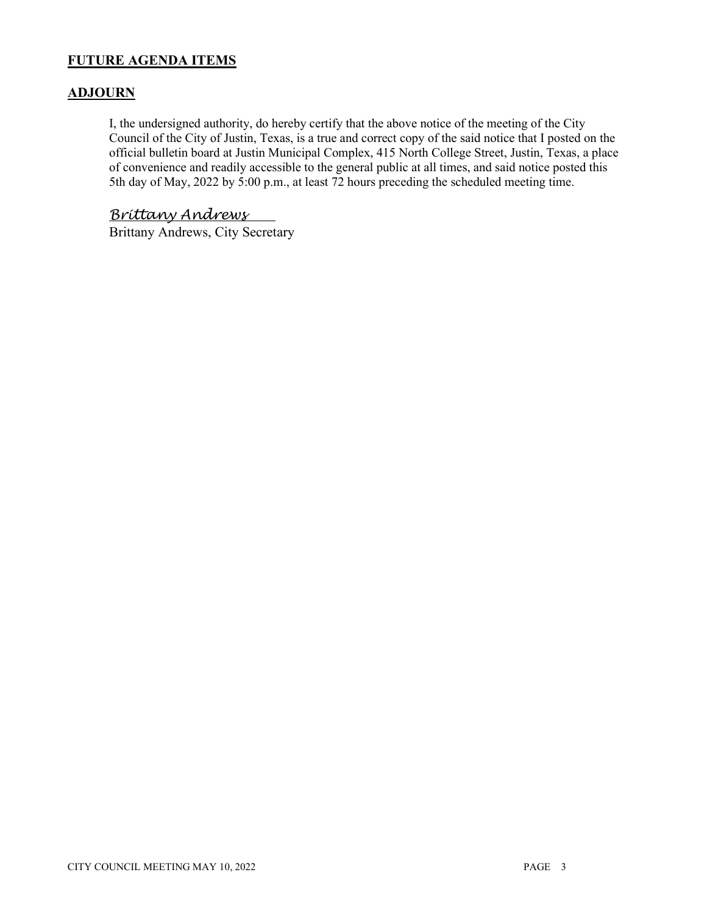## FUTURE AGENDA ITEMS

## ADJOURN

I, the undersigned authority, do hereby certify that the above notice of the meeting of the City Council of the City of Justin, Texas, is a true and correct copy of the said notice that I posted on the official bulletin board at Justin Municipal Complex, 415 North College Street, Justin, Texas, a place of convenience and readily accessible to the general public at all times, and said notice posted this 5th day of May, 2022 by 5:00 p.m., at least 72 hours preceding the scheduled meeting time.

*Brittany Andrews*

Brittany Andrews, City Secretary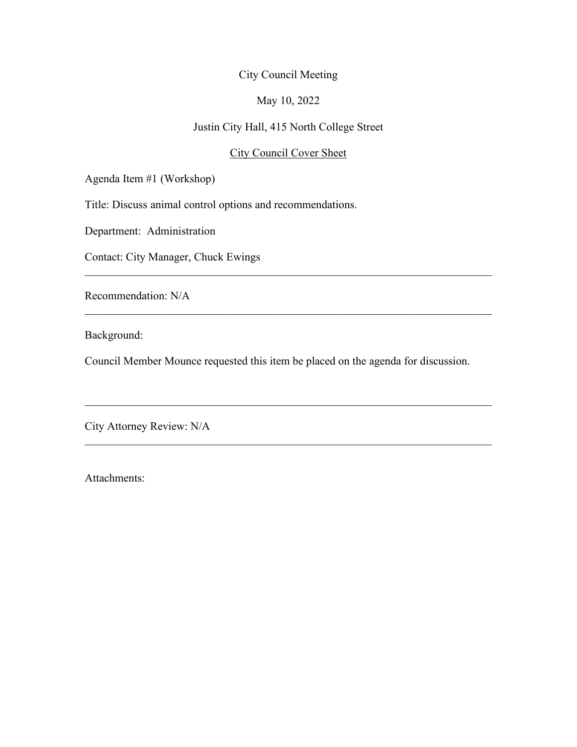City Council Meeting

May 10, 2022

Justin City Hall, 415 North College Street

City Council Cover Sheet

Agenda Item #1 (Workshop)

Title: Discuss animal control options and recommendations.

Department: Administration

Contact: City Manager, Chuck Ewings

---

Recommendation: N/A

---

Background:

Council Member Mounce requested this item be placed on the agenda for discussion.

---

City Attorney Review: N/A

---

Attachments: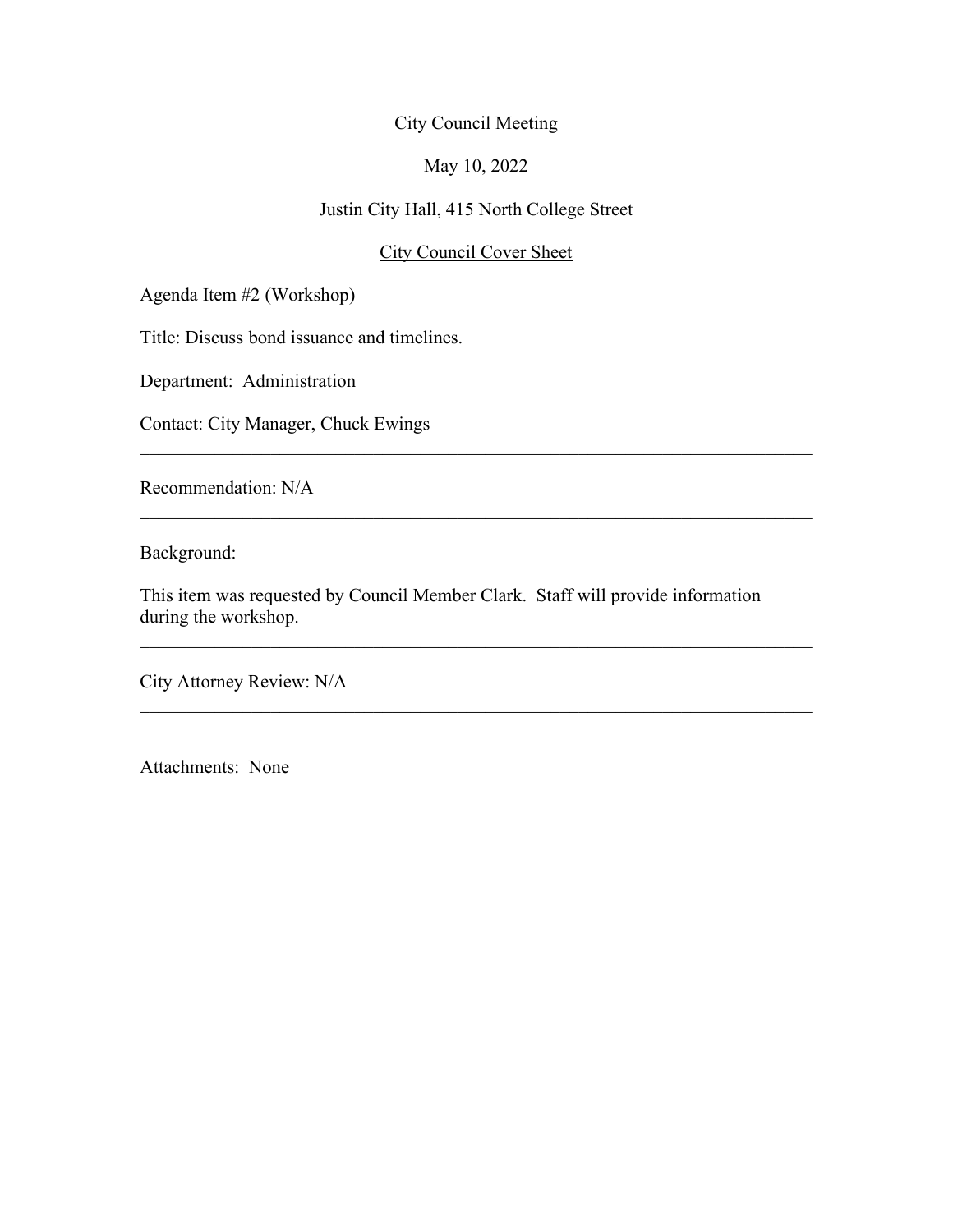City Council Meeting

May 10, 2022

Justin City Hall, 415 North College Street

City Council Cover Sheet

Agenda Item #2 (Workshop)

Title: Discuss bond issuance and timelines.

Department: Administration

Contact: City Manager, Chuck Ewings

---

Recommendation: N/A

---

Background:

This item was requested by Council Member Clark. Staff will provide information during the workshop.

---

City Attorney Review: N/A

---

Attachments: None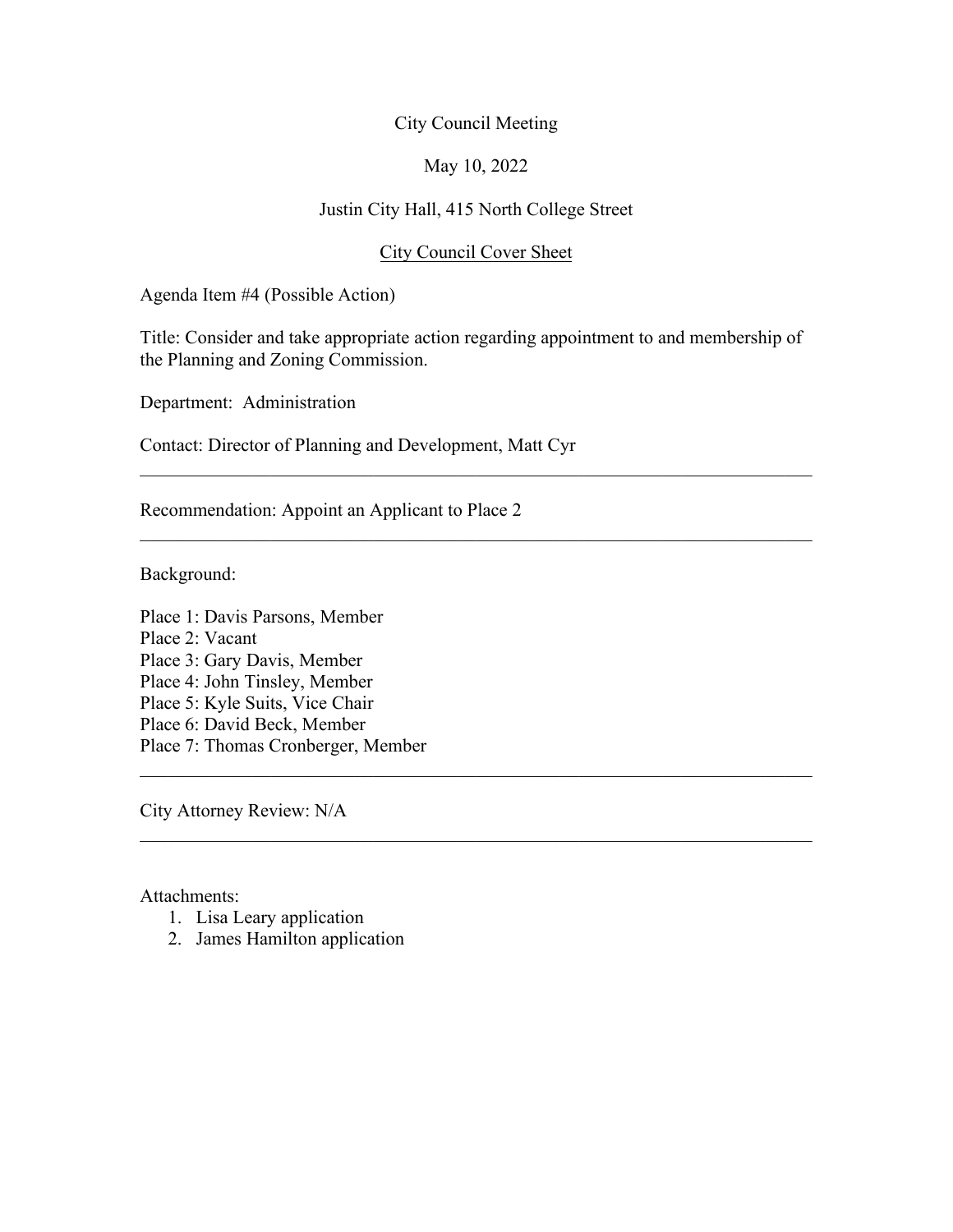City Council Meeting

May 10, 2022

Justin City Hall, 415 North College Street

<u>City Council Cover Sheet</u>

Agenda Item #4 (Possible Action)

Title: Consider and take appropriate action regarding appointment to and membership of the Planning and Zoning Commission.

Department: Administration

Contact: Director of Planning and Development, Matt Cyr

---

Recommendation: Appoint an Applicant to Place 2

---

Background:

Place 1: Davis Parsons, Member
Place 2: Vacant
Place 3: Gary Davis, Member
Place 4: John Tinsley, Member
Place 5: Kyle Suits, Vice Chair
Place 6: David Beck, Member
Place 7: Thomas Cronberger, Member

---

City Attorney Review: N/A

---

Attachments:

1. Lisa Leary application
2. James Hamilton application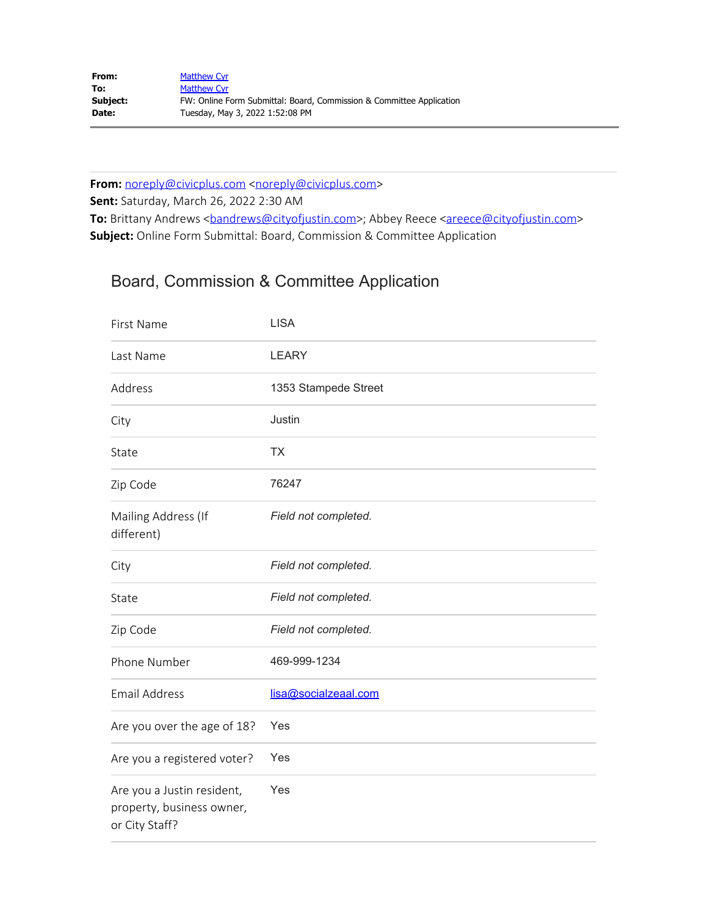**From:** Matthew Cyr
**To:** Matthew Cyr
**Subject:** FW: Online Form Submittal: Board, Commission & Committee Application
**Date:** Tuesday, May 3, 2022 1:52:08 PM

---

**From:** noreply@civicplus.com <noreply@civicplus.com>
**Sent:** Saturday, March 26, 2022 2:30 AM
**To:** Brittany Andrews <bandrews@cityofjustin.com>; Abbey Reece <areece@cityofjustin.com>
**Subject:** Online Form Submittal: Board, Commission & Committee Application

## Board, Commission & Committee Application

| | |
|---|---|
| First Name | LISA |
| Last Name | LEARY |
| Address | 1353 Stampede Street |
| City | Justin |
| State | TX |
| Zip Code | 76247 |
| Mailing Address (If different) | *Field not completed.* |
| City | *Field not completed.* |
| State | *Field not completed.* |
| Zip Code | *Field not completed.* |
| Phone Number | 469-999-1234 |
| Email Address | lisa@socialzeaal.com |
| Are you over the age of 18? | Yes |
| Are you a registered voter? | Yes |
| Are you a Justin resident, property, business owner, or City Staff? | Yes |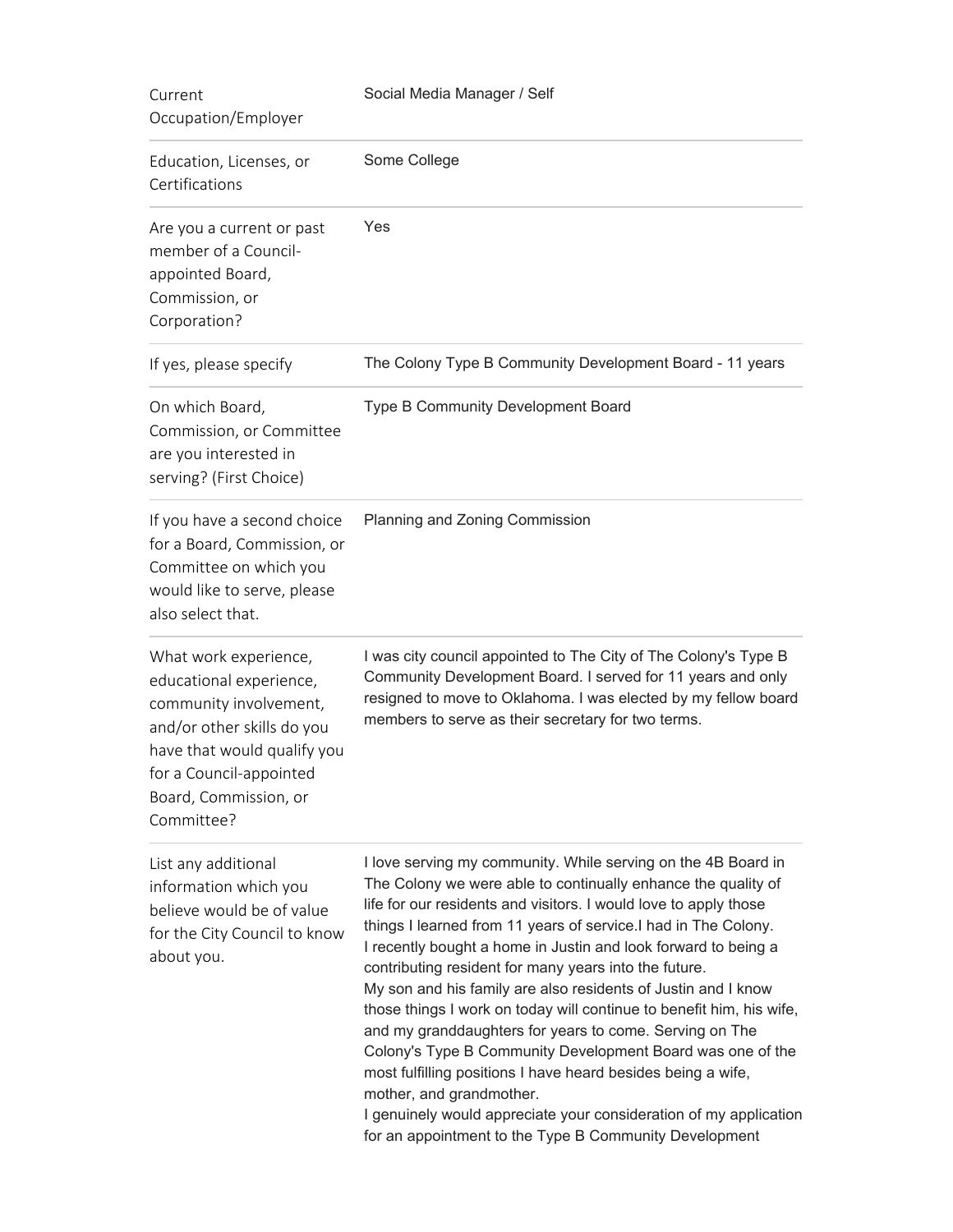| | |
|---|---|
| Current Occupation/Employer | Social Media Manager / Self |
| Education, Licenses, or Certifications | Some College |
| Are you a current or past member of a Council-appointed Board, Commission, or Corporation? | Yes |
| If yes, please specify | The Colony Type B Community Development Board - 11 years |
| On which Board, Commission, or Committee are you interested in serving? (First Choice) | Type B Community Development Board |
| If you have a second choice for a Board, Commission, or Committee on which you would like to serve, please also select that. | Planning and Zoning Commission |
| What work experience, educational experience, community involvement, and/or other skills do you have that would qualify you for a Council-appointed Board, Commission, or Committee? | I was city council appointed to The City of The Colony's Type B Community Development Board. I served for 11 years and only resigned to move to Oklahoma. I was elected by my fellow board members to serve as their secretary for two terms. |
| List any additional information which you believe would be of value for the City Council to know about you. | I love serving my community. While serving on the 4B Board in The Colony we were able to continually enhance the quality of life for our residents and visitors. I would love to apply those things I learned from 11 years of service.I had in The Colony. I recently bought a home in Justin and look forward to being a contributing resident for many years into the future. My son and his family are also residents of Justin and I know those things I work on today will continue to benefit him, his wife, and my granddaughters for years to come. Serving on The Colony's Type B Community Development Board was one of the most fulfilling positions I have heard besides being a wife, mother, and grandmother. I genuinely would appreciate your consideration of my application for an appointment to the Type B Community Development |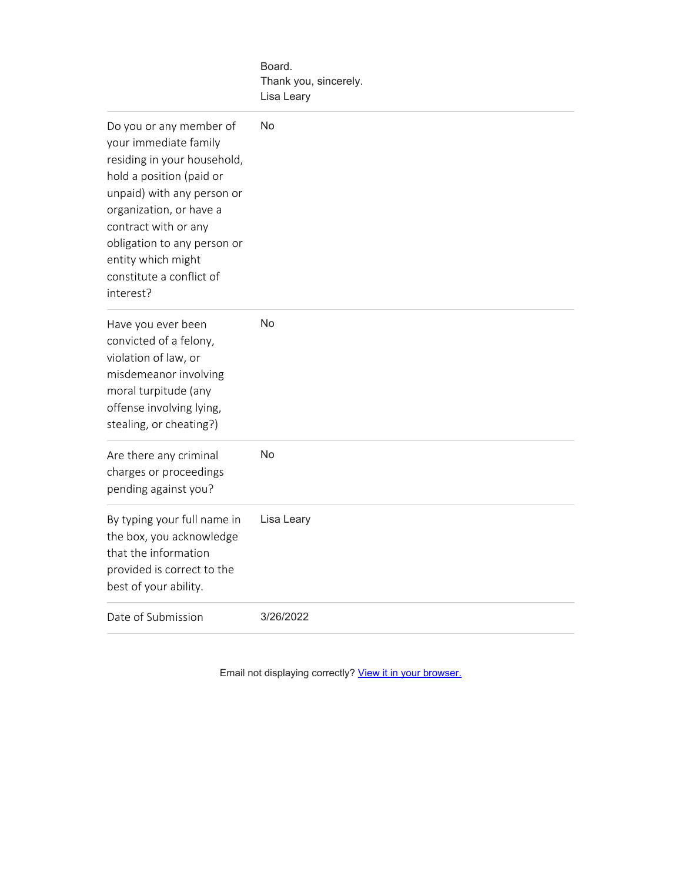| | |
|---|---|
| | Board.<br>Thank you, sincerely.<br>Lisa Leary |
| Do you or any member of your immediate family residing in your household, hold a position (paid or unpaid) with any person or organization, or have a contract with or any obligation to any person or entity which might constitute a conflict of interest? | No |
| Have you ever been convicted of a felony, violation of law, or misdemeanor involving moral turpitude (any offense involving lying, stealing, or cheating?) | No |
| Are there any criminal charges or proceedings pending against you? | No |
| By typing your full name in the box, you acknowledge that the information provided is correct to the best of your ability. | Lisa Leary |
| Date of Submission | 3/26/2022 |

Email not displaying correctly? View it in your browser.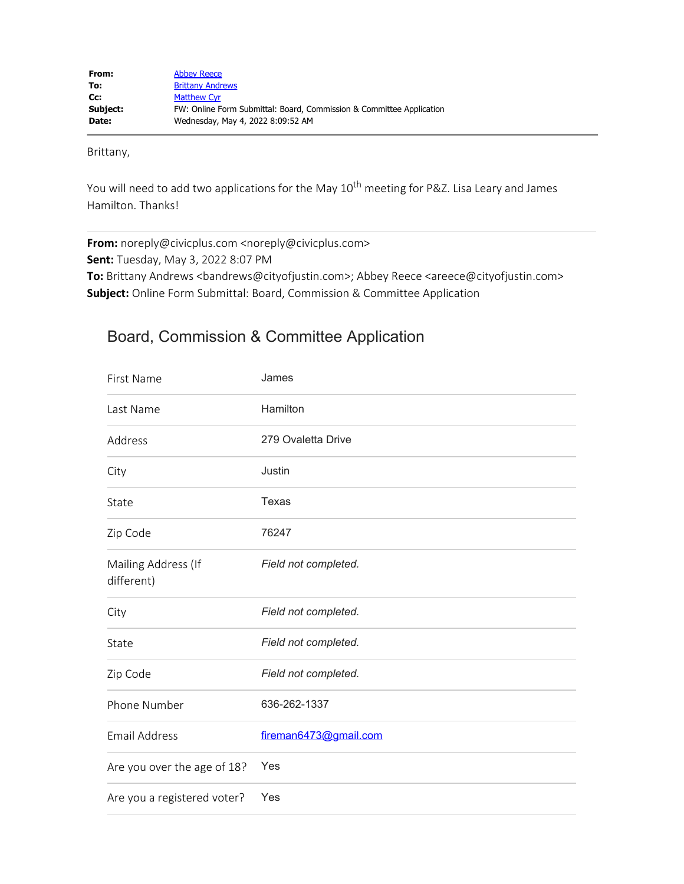| | |
|---|---|
| **From:** | Abbey Reece |
| **To:** | Brittany Andrews |
| **Cc:** | Matthew Cyr |
| **Subject:** | FW: Online Form Submittal: Board, Commission & Committee Application |
| **Date:** | Wednesday, May 4, 2022 8:09:52 AM |

---

Brittany,

You will need to add two applications for the May 10th meeting for P&Z. Lisa Leary and James Hamilton. Thanks!

---

**From:** noreply@civicplus.com <noreply@civicplus.com>
**Sent:** Tuesday, May 3, 2022 8:07 PM
**To:** Brittany Andrews <bandrews@cityofjustin.com>; Abbey Reece <areece@cityofjustin.com>
**Subject:** Online Form Submittal: Board, Commission & Committee Application

## Board, Commission & Committee Application

| | |
|---|---|
| First Name | James |
| Last Name | Hamilton |
| Address | 279 Ovaletta Drive |
| City | Justin |
| State | Texas |
| Zip Code | 76247 |
| Mailing Address (If different) | *Field not completed.* |
| City | *Field not completed.* |
| State | *Field not completed.* |
| Zip Code | *Field not completed.* |
| Phone Number | 636-262-1337 |
| Email Address | fireman6473@gmail.com |
| Are you over the age of 18? | Yes |
| Are you a registered voter? | Yes |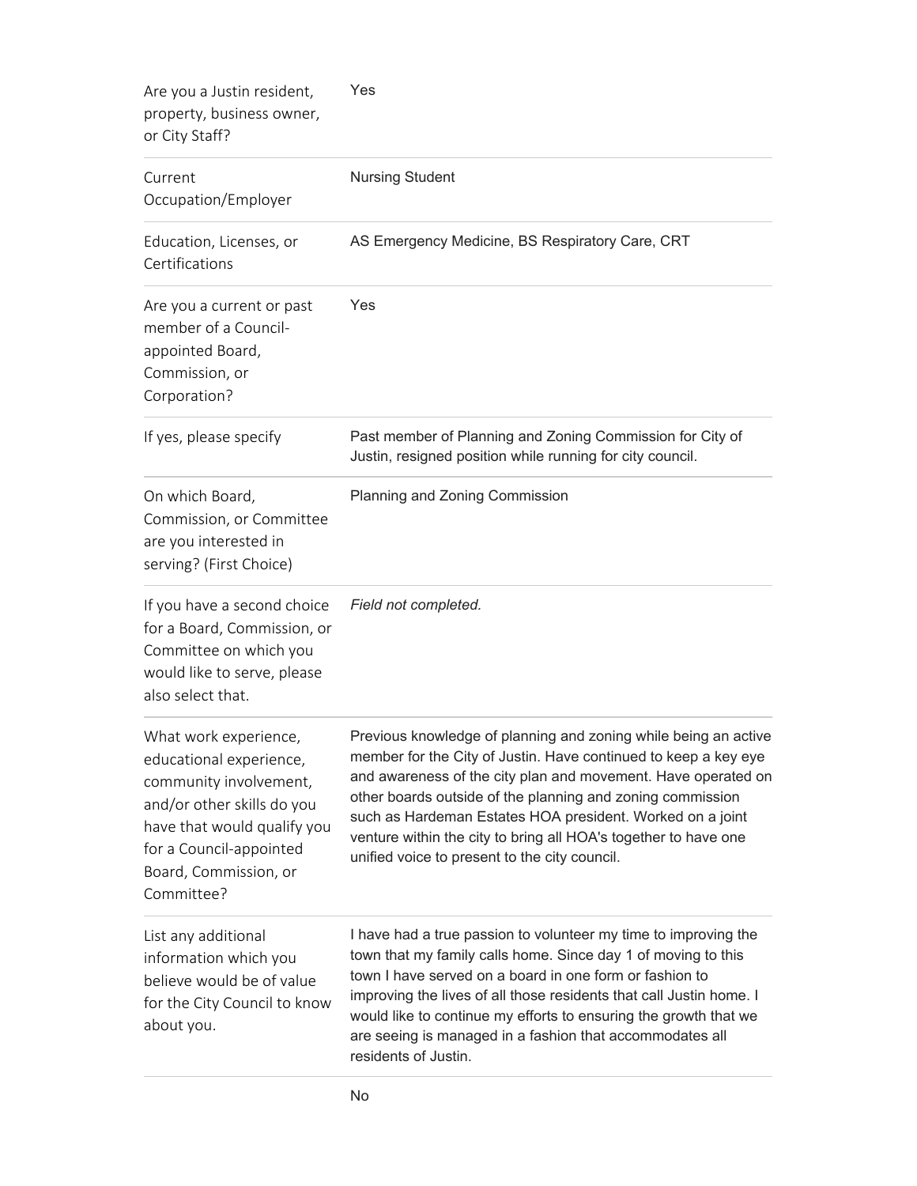| | |
|---|---|
| Are you a Justin resident, property, business owner, or City Staff? | Yes |
| Current Occupation/Employer | Nursing Student |
| Education, Licenses, or Certifications | AS Emergency Medicine, BS Respiratory Care, CRT |
| Are you a current or past member of a Council-appointed Board, Commission, or Corporation? | Yes |
| If yes, please specify | Past member of Planning and Zoning Commission for City of Justin, resigned position while running for city council. |
| On which Board, Commission, or Committee are you interested in serving? (First Choice) | Planning and Zoning Commission |
| If you have a second choice for a Board, Commission, or Committee on which you would like to serve, please also select that. | *Field not completed.* |
| What work experience, educational experience, community involvement, and/or other skills do you have that would qualify you for a Council-appointed Board, Commission, or Committee? | Previous knowledge of planning and zoning while being an active member for the City of Justin. Have continued to keep a key eye and awareness of the city plan and movement. Have operated on other boards outside of the planning and zoning commission such as Hardeman Estates HOA president. Worked on a joint venture within the city to bring all HOA's together to have one unified voice to present to the city council. |
| List any additional information which you believe would be of value for the City Council to know about you. | I have had a true passion to volunteer my time to improving the town that my family calls home. Since day 1 of moving to this town I have served on a board in one form or fashion to improving the lives of all those residents that call Justin home. I would like to continue my efforts to ensuring the growth that we are seeing is managed in a fashion that accommodates all residents of Justin. |
| | No |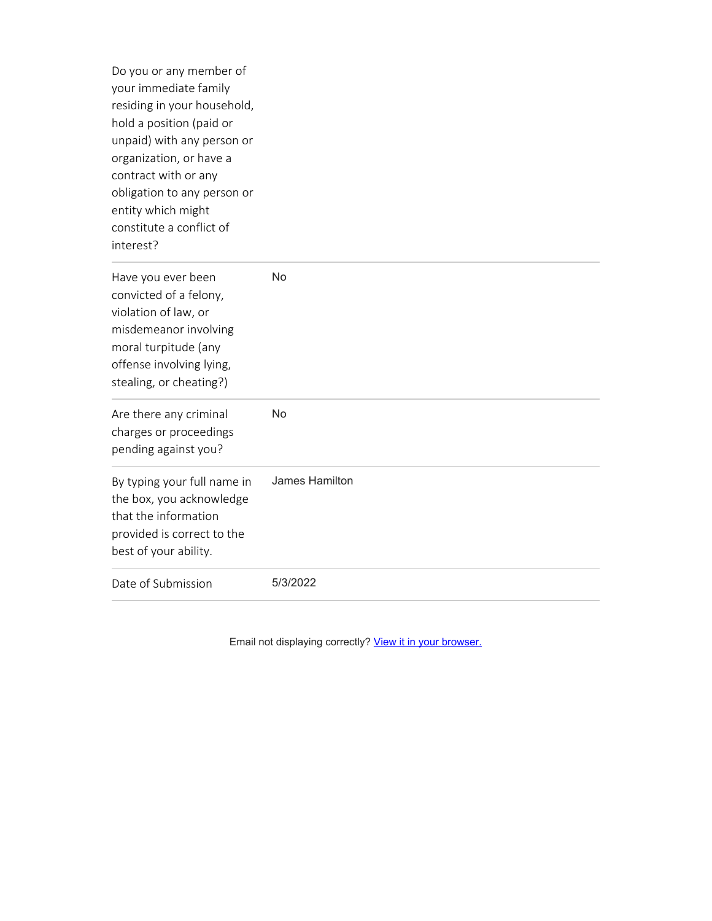| | |
|---|---|
| Do you or any member of your immediate family residing in your household, hold a position (paid or unpaid) with any person or organization, or have a contract with or any obligation to any person or entity which might constitute a conflict of interest? | |
| Have you ever been convicted of a felony, violation of law, or misdemeanor involving moral turpitude (any offense involving lying, stealing, or cheating?) | No |
| Are there any criminal charges or proceedings pending against you? | No |
| By typing your full name in the box, you acknowledge that the information provided is correct to the best of your ability. | James Hamilton |
| Date of Submission | 5/3/2022 |

Email not displaying correctly? [View it in your browser.]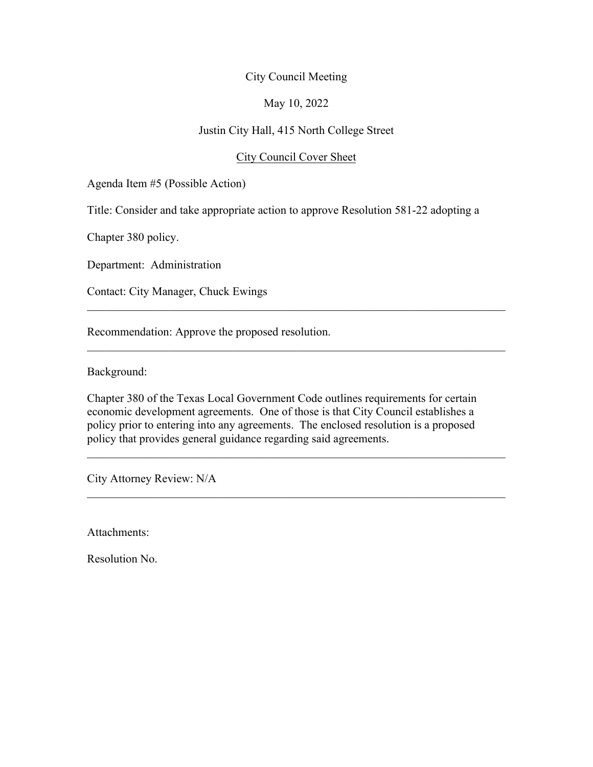City Council Meeting

May 10, 2022

Justin City Hall, 415 North College Street

City Council Cover Sheet

Agenda Item #5 (Possible Action)

Title: Consider and take appropriate action to approve Resolution 581-22 adopting a Chapter 380 policy.

Department: Administration

Contact: City Manager, Chuck Ewings

---

Recommendation: Approve the proposed resolution.

---

Background:

Chapter 380 of the Texas Local Government Code outlines requirements for certain economic development agreements. One of those is that City Council establishes a policy prior to entering into any agreements. The enclosed resolution is a proposed policy that provides general guidance regarding said agreements.

---

City Attorney Review: N/A

---

Attachments:

Resolution No.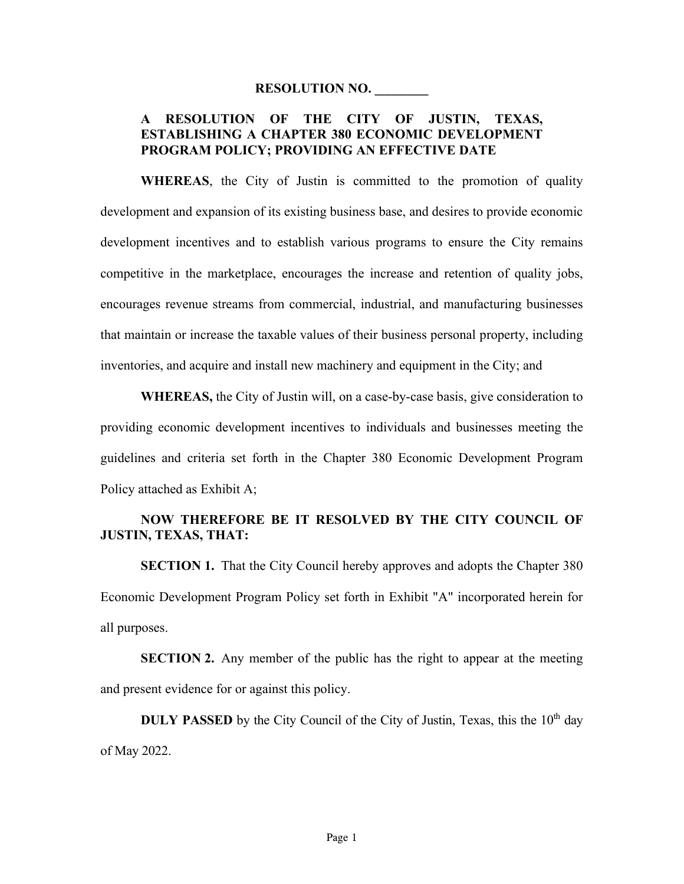**RESOLUTION NO. ________**

**A RESOLUTION OF THE CITY OF JUSTIN, TEXAS, ESTABLISHING A CHAPTER 380 ECONOMIC DEVELOPMENT PROGRAM POLICY; PROVIDING AN EFFECTIVE DATE**

**WHEREAS**, the City of Justin is committed to the promotion of quality development and expansion of its existing business base, and desires to provide economic development incentives and to establish various programs to ensure the City remains competitive in the marketplace, encourages the increase and retention of quality jobs, encourages revenue streams from commercial, industrial, and manufacturing businesses that maintain or increase the taxable values of their business personal property, including inventories, and acquire and install new machinery and equipment in the City; and

**WHEREAS,** the City of Justin will, on a case-by-case basis, give consideration to providing economic development incentives to individuals and businesses meeting the guidelines and criteria set forth in the Chapter 380 Economic Development Program Policy attached as Exhibit A;

**NOW THEREFORE BE IT RESOLVED BY THE CITY COUNCIL OF JUSTIN, TEXAS, THAT:**

**SECTION 1.** That the City Council hereby approves and adopts the Chapter 380 Economic Development Program Policy set forth in Exhibit "A" incorporated herein for all purposes.

**SECTION 2.** Any member of the public has the right to appear at the meeting and present evidence for or against this policy.

**DULY PASSED** by the City Council of the City of Justin, Texas, this the 10th day of May 2022.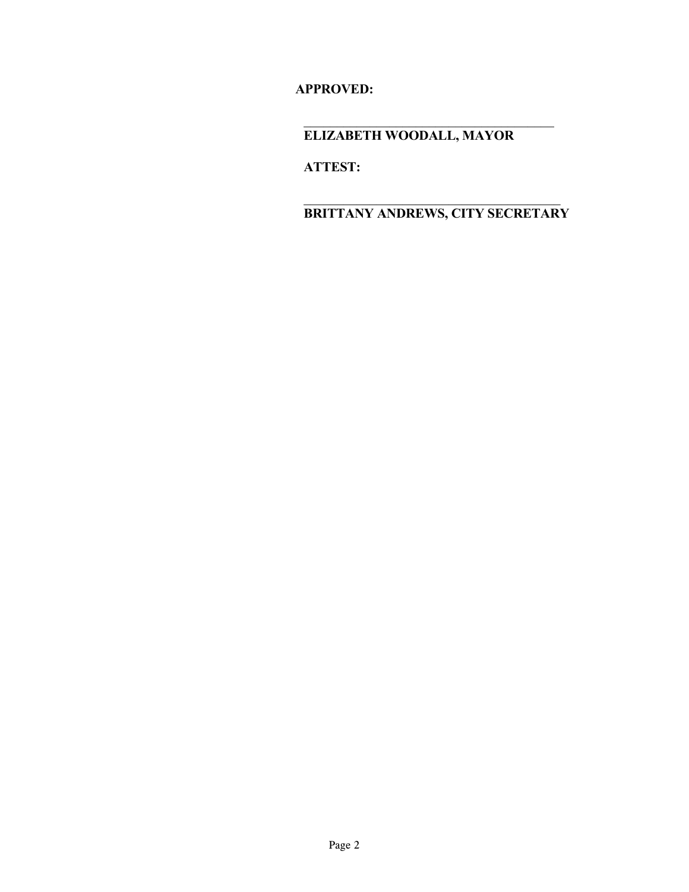**APPROVED:**

\_\_\_\_\_\_\_\_\_\_\_\_\_\_\_\_\_\_\_\_\_\_\_\_\_\_\_\_\_\_\_\_\_\_\_\_\_\_\_\_

**ELIZABETH WOODALL, MAYOR**

**ATTEST:**

\_\_\_\_\_\_\_\_\_\_\_\_\_\_\_\_\_\_\_\_\_\_\_\_\_\_\_\_\_\_\_\_\_\_\_\_\_\_\_\_

**BRITTANY ANDREWS, CITY SECRETARY**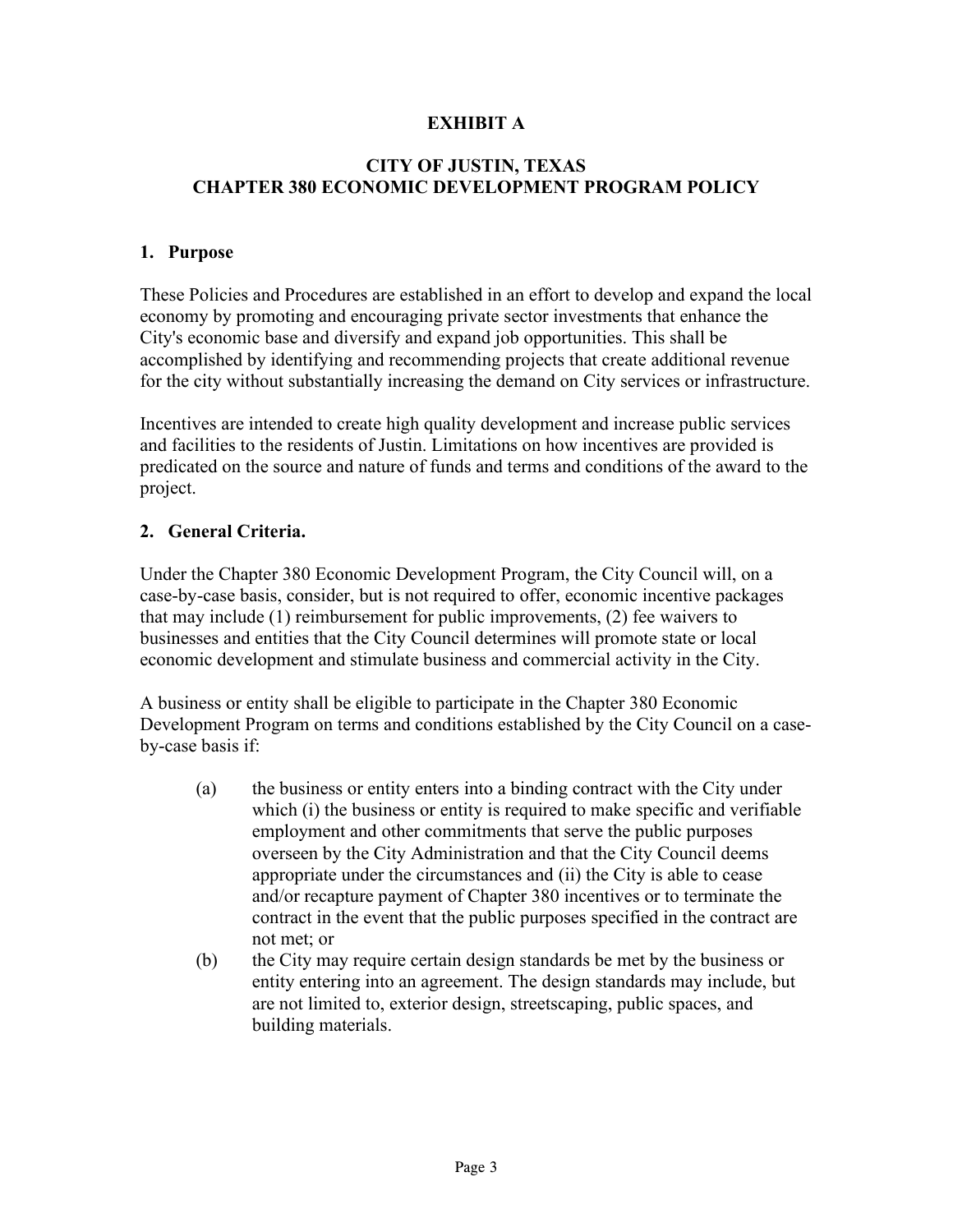# EXHIBIT A

## CITY OF JUSTIN, TEXAS
## CHAPTER 380 ECONOMIC DEVELOPMENT PROGRAM POLICY

### 1. Purpose

These Policies and Procedures are established in an effort to develop and expand the local economy by promoting and encouraging private sector investments that enhance the City's economic base and diversify and expand job opportunities. This shall be accomplished by identifying and recommending projects that create additional revenue for the city without substantially increasing the demand on City services or infrastructure.

Incentives are intended to create high quality development and increase public services and facilities to the residents of Justin. Limitations on how incentives are provided is predicated on the source and nature of funds and terms and conditions of the award to the project.

### 2. General Criteria.

Under the Chapter 380 Economic Development Program, the City Council will, on a case-by-case basis, consider, but is not required to offer, economic incentive packages that may include (1) reimbursement for public improvements, (2) fee waivers to businesses and entities that the City Council determines will promote state or local economic development and stimulate business and commercial activity in the City.

A business or entity shall be eligible to participate in the Chapter 380 Economic Development Program on terms and conditions established by the City Council on a case-by-case basis if:

(a) the business or entity enters into a binding contract with the City under which (i) the business or entity is required to make specific and verifiable employment and other commitments that serve the public purposes overseen by the City Administration and that the City Council deems appropriate under the circumstances and (ii) the City is able to cease and/or recapture payment of Chapter 380 incentives or to terminate the contract in the event that the public purposes specified in the contract are not met; or

(b) the City may require certain design standards be met by the business or entity entering into an agreement. The design standards may include, but are not limited to, exterior design, streetscaping, public spaces, and building materials.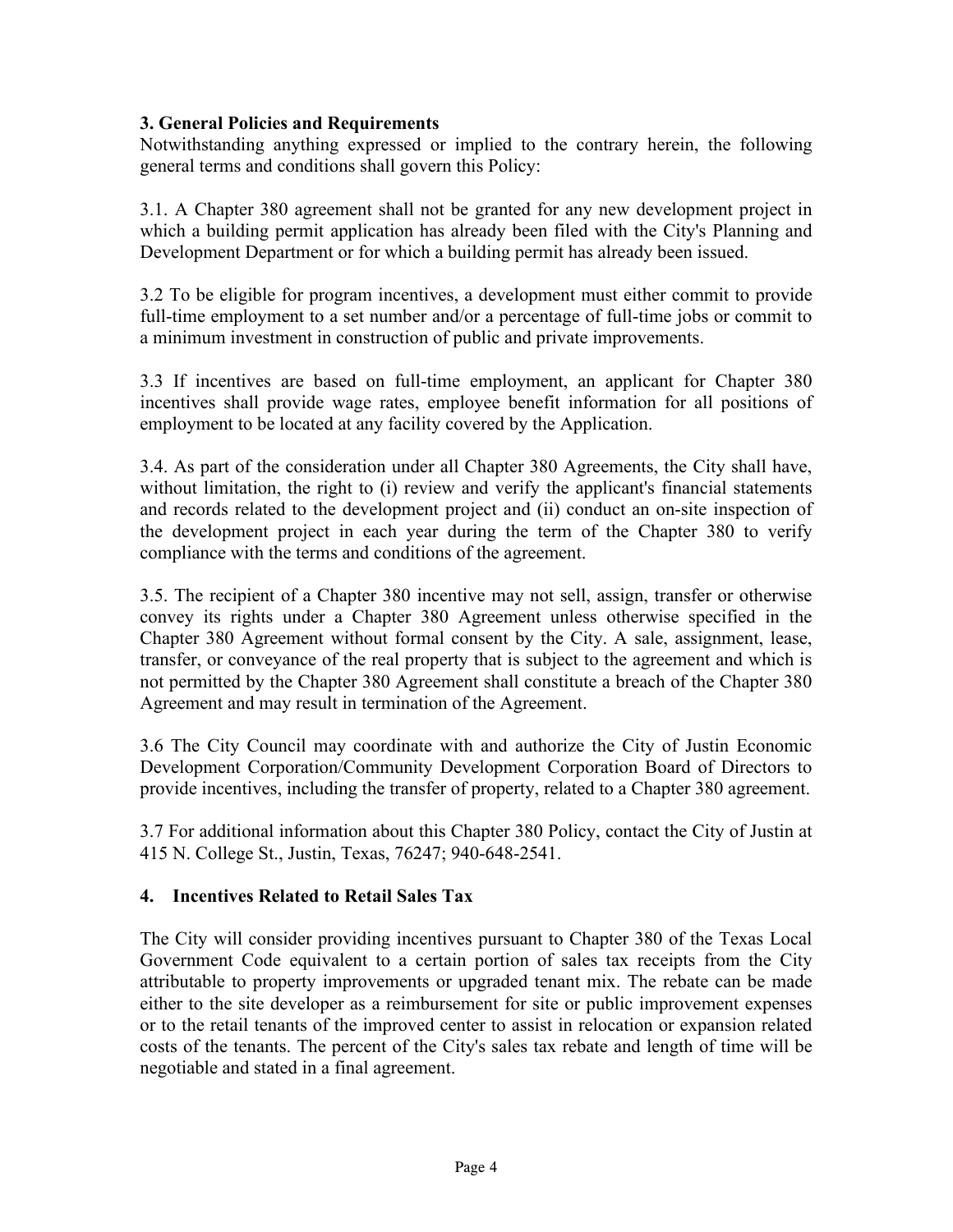## 3. General Policies and Requirements

Notwithstanding anything expressed or implied to the contrary herein, the following general terms and conditions shall govern this Policy:

3.1. A Chapter 380 agreement shall not be granted for any new development project in which a building permit application has already been filed with the City's Planning and Development Department or for which a building permit has already been issued.

3.2 To be eligible for program incentives, a development must either commit to provide full-time employment to a set number and/or a percentage of full-time jobs or commit to a minimum investment in construction of public and private improvements.

3.3 If incentives are based on full-time employment, an applicant for Chapter 380 incentives shall provide wage rates, employee benefit information for all positions of employment to be located at any facility covered by the Application.

3.4. As part of the consideration under all Chapter 380 Agreements, the City shall have, without limitation, the right to (i) review and verify the applicant's financial statements and records related to the development project and (ii) conduct an on-site inspection of the development project in each year during the term of the Chapter 380 to verify compliance with the terms and conditions of the agreement.

3.5. The recipient of a Chapter 380 incentive may not sell, assign, transfer or otherwise convey its rights under a Chapter 380 Agreement unless otherwise specified in the Chapter 380 Agreement without formal consent by the City. A sale, assignment, lease, transfer, or conveyance of the real property that is subject to the agreement and which is not permitted by the Chapter 380 Agreement shall constitute a breach of the Chapter 380 Agreement and may result in termination of the Agreement.

3.6 The City Council may coordinate with and authorize the City of Justin Economic Development Corporation/Community Development Corporation Board of Directors to provide incentives, including the transfer of property, related to a Chapter 380 agreement.

3.7 For additional information about this Chapter 380 Policy, contact the City of Justin at 415 N. College St., Justin, Texas, 76247; 940-648-2541.

## 4. Incentives Related to Retail Sales Tax

The City will consider providing incentives pursuant to Chapter 380 of the Texas Local Government Code equivalent to a certain portion of sales tax receipts from the City attributable to property improvements or upgraded tenant mix. The rebate can be made either to the site developer as a reimbursement for site or public improvement expenses or to the retail tenants of the improved center to assist in relocation or expansion related costs of the tenants. The percent of the City's sales tax rebate and length of time will be negotiable and stated in a final agreement.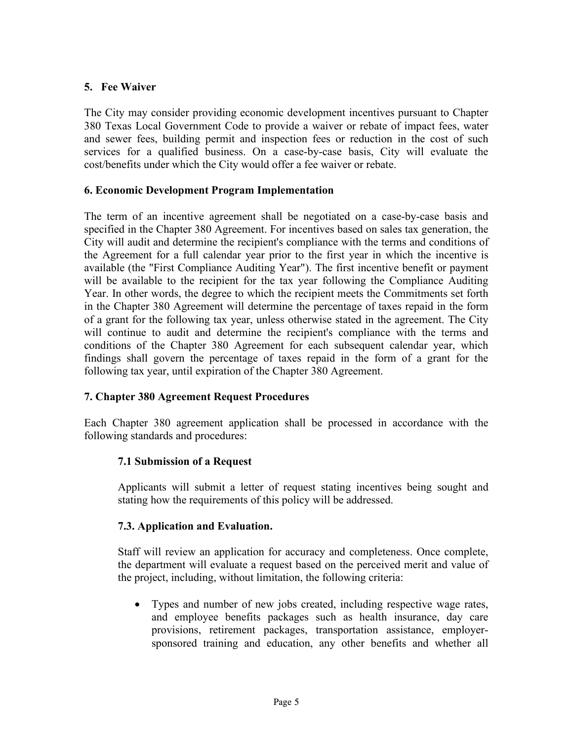## 5. Fee Waiver

The City may consider providing economic development incentives pursuant to Chapter 380 Texas Local Government Code to provide a waiver or rebate of impact fees, water and sewer fees, building permit and inspection fees or reduction in the cost of such services for a qualified business. On a case-by-case basis, City will evaluate the cost/benefits under which the City would offer a fee waiver or rebate.

## 6. Economic Development Program Implementation

The term of an incentive agreement shall be negotiated on a case-by-case basis and specified in the Chapter 380 Agreement. For incentives based on sales tax generation, the City will audit and determine the recipient's compliance with the terms and conditions of the Agreement for a full calendar year prior to the first year in which the incentive is available (the "First Compliance Auditing Year"). The first incentive benefit or payment will be available to the recipient for the tax year following the Compliance Auditing Year. In other words, the degree to which the recipient meets the Commitments set forth in the Chapter 380 Agreement will determine the percentage of taxes repaid in the form of a grant for the following tax year, unless otherwise stated in the agreement. The City will continue to audit and determine the recipient's compliance with the terms and conditions of the Chapter 380 Agreement for each subsequent calendar year, which findings shall govern the percentage of taxes repaid in the form of a grant for the following tax year, until expiration of the Chapter 380 Agreement.

## 7. Chapter 380 Agreement Request Procedures

Each Chapter 380 agreement application shall be processed in accordance with the following standards and procedures:

### 7.1 Submission of a Request

Applicants will submit a letter of request stating incentives being sought and stating how the requirements of this policy will be addressed.

### 7.3. Application and Evaluation.

Staff will review an application for accuracy and completeness. Once complete, the department will evaluate a request based on the perceived merit and value of the project, including, without limitation, the following criteria:

- Types and number of new jobs created, including respective wage rates, and employee benefits packages such as health insurance, day care provisions, retirement packages, transportation assistance, employer-sponsored training and education, any other benefits and whether all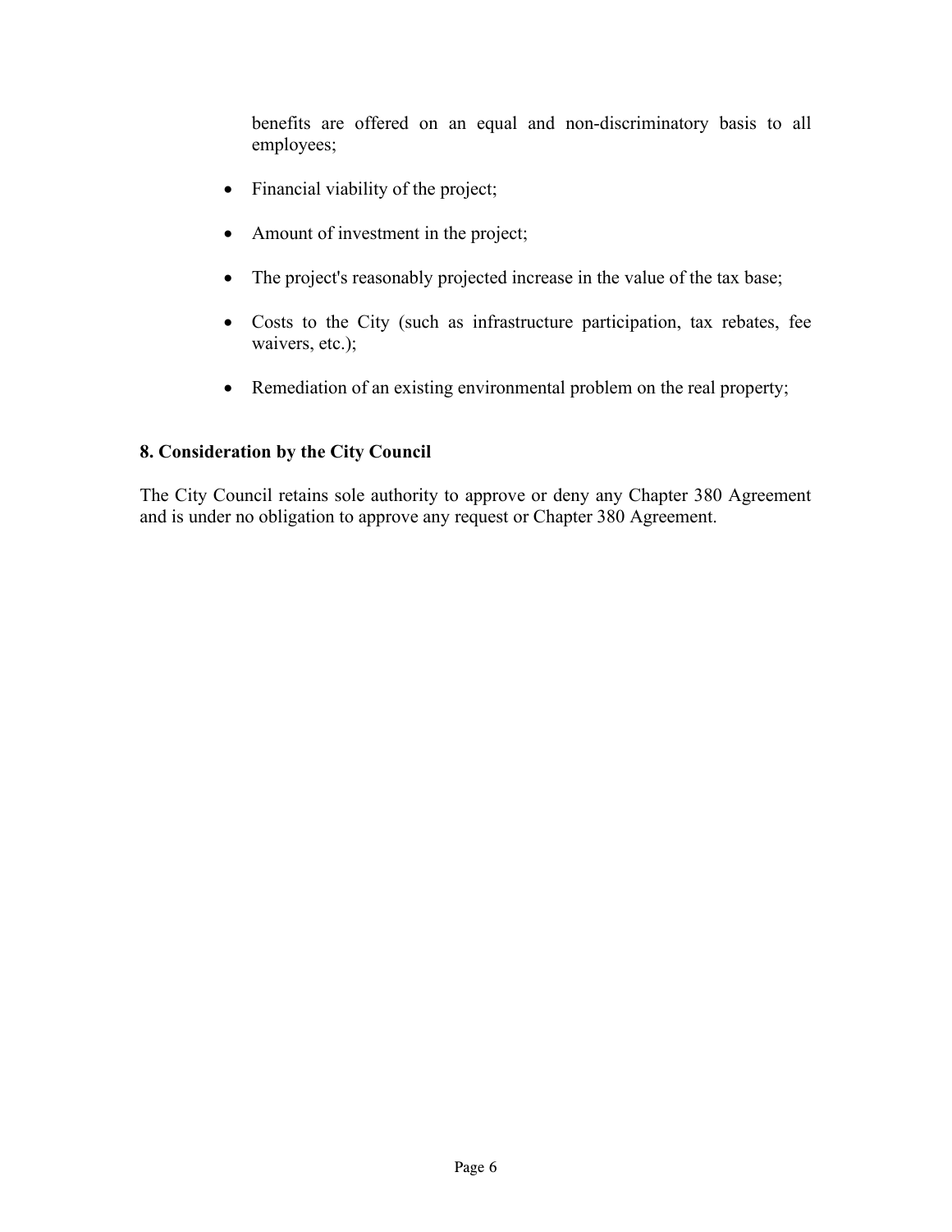benefits are offered on an equal and non-discriminatory basis to all employees;

- Financial viability of the project;
- Amount of investment in the project;
- The project's reasonably projected increase in the value of the tax base;
- Costs to the City (such as infrastructure participation, tax rebates, fee waivers, etc.);
- Remediation of an existing environmental problem on the real property;

### 8. Consideration by the City Council

The City Council retains sole authority to approve or deny any Chapter 380 Agreement and is under no obligation to approve any request or Chapter 380 Agreement.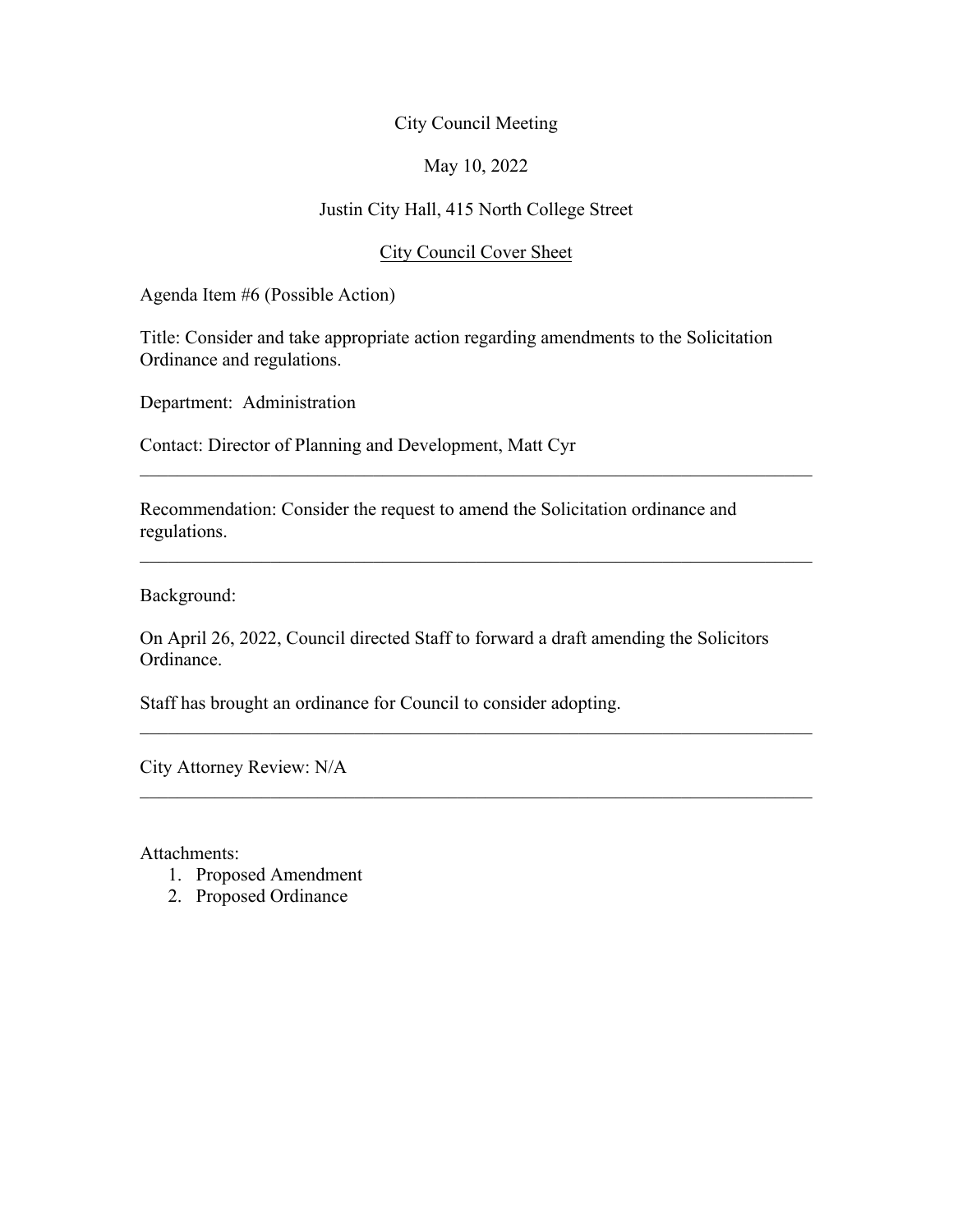City Council Meeting

May 10, 2022

Justin City Hall, 415 North College Street

<u>City Council Cover Sheet</u>

Agenda Item #6 (Possible Action)

Title: Consider and take appropriate action regarding amendments to the Solicitation Ordinance and regulations.

Department: Administration

Contact: Director of Planning and Development, Matt Cyr

---

Recommendation: Consider the request to amend the Solicitation ordinance and regulations.

---

Background:

On April 26, 2022, Council directed Staff to forward a draft amending the Solicitors Ordinance.

Staff has brought an ordinance for Council to consider adopting.

---

City Attorney Review: N/A

---

Attachments:

1. Proposed Amendment
2. Proposed Ordinance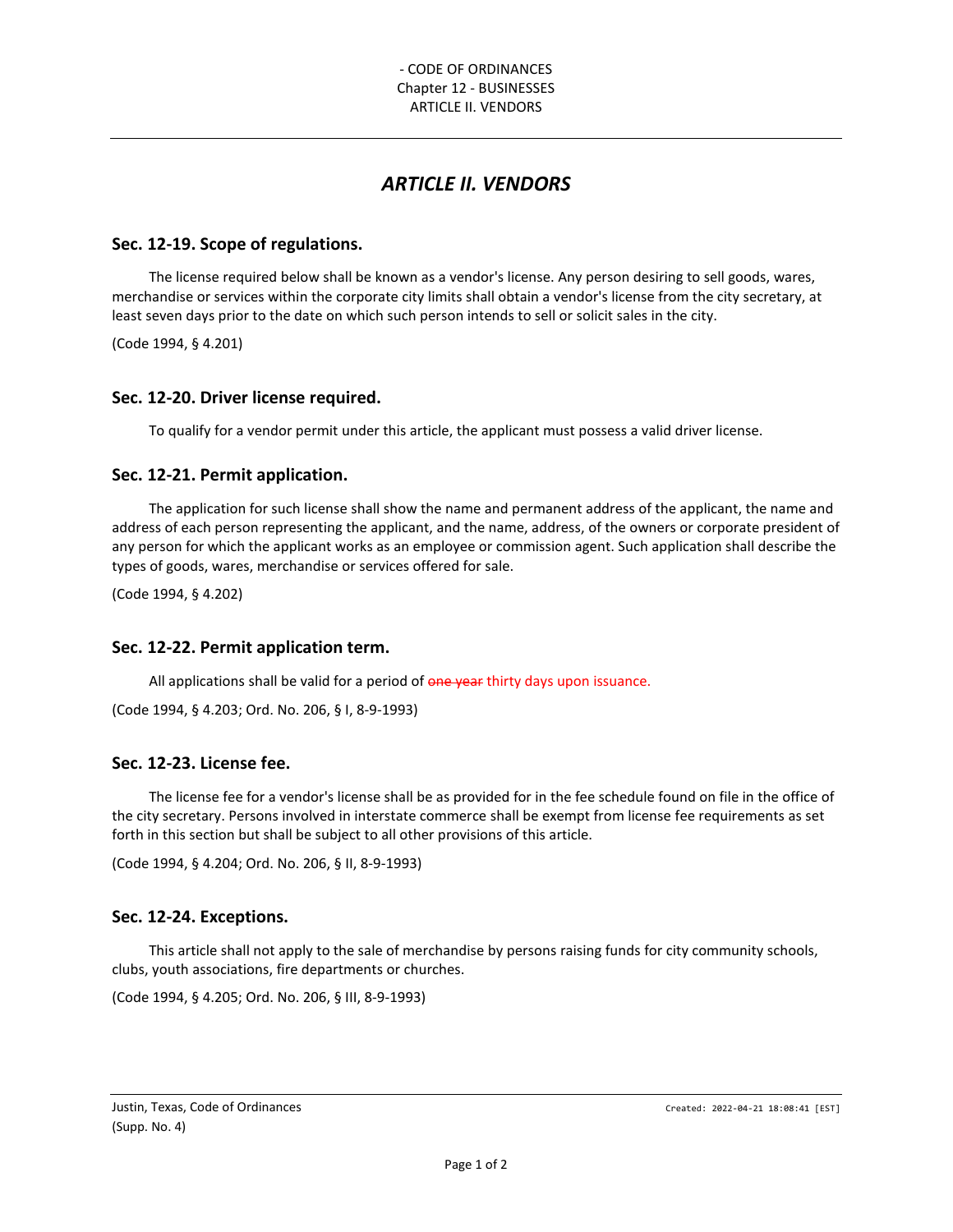- CODE OF ORDINANCES
Chapter 12 - BUSINESSES
ARTICLE II. VENDORS

# *ARTICLE II. VENDORS*

### Sec. 12-19. Scope of regulations.

The license required below shall be known as a vendor's license. Any person desiring to sell goods, wares, merchandise or services within the corporate city limits shall obtain a vendor's license from the city secretary, at least seven days prior to the date on which such person intends to sell or solicit sales in the city.

(Code 1994, § 4.201)

### Sec. 12-20. Driver license required.

To qualify for a vendor permit under this article, the applicant must possess a valid driver license.

### Sec. 12-21. Permit application.

The application for such license shall show the name and permanent address of the applicant, the name and address of each person representing the applicant, and the name, address, of the owners or corporate president of any person for which the applicant works as an employee or commission agent. Such application shall describe the types of goods, wares, merchandise or services offered for sale.

(Code 1994, § 4.202)

### Sec. 12-22. Permit application term.

All applications shall be valid for a period of ~~one year~~ thirty days upon issuance.

(Code 1994, § 4.203; Ord. No. 206, § I, 8-9-1993)

### Sec. 12-23. License fee.

The license fee for a vendor's license shall be as provided for in the fee schedule found on file in the office of the city secretary. Persons involved in interstate commerce shall be exempt from license fee requirements as set forth in this section but shall be subject to all other provisions of this article.

(Code 1994, § 4.204; Ord. No. 206, § II, 8-9-1993)

### Sec. 12-24. Exceptions.

This article shall not apply to the sale of merchandise by persons raising funds for city community schools, clubs, youth associations, fire departments or churches.

(Code 1994, § 4.205; Ord. No. 206, § III, 8-9-1993)

Justin, Texas, Code of Ordinances
(Supp. No. 4)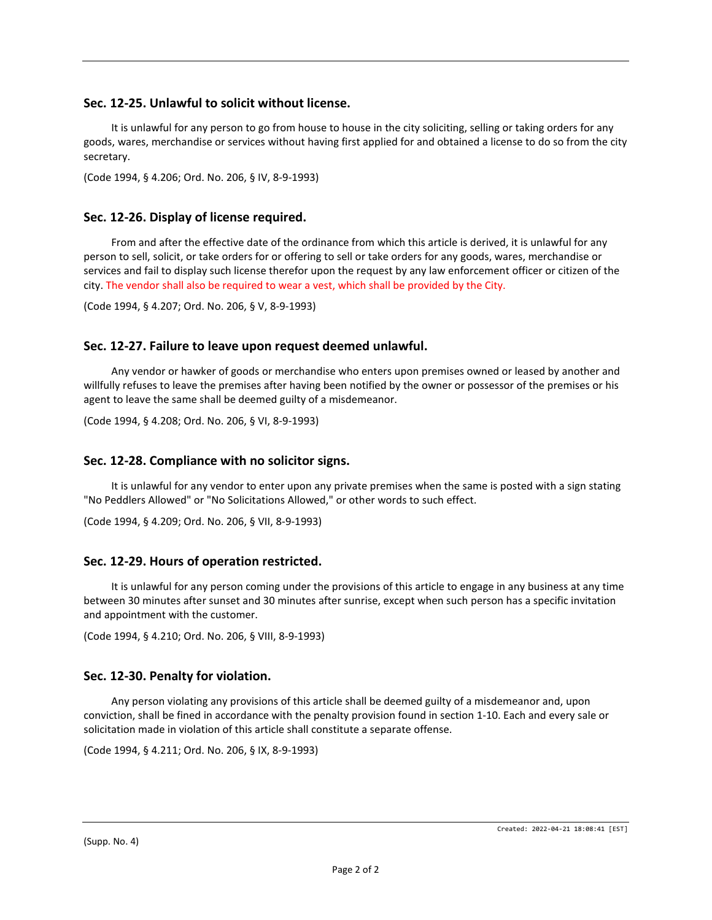### Sec. 12-25. Unlawful to solicit without license.

It is unlawful for any person to go from house to house in the city soliciting, selling or taking orders for any goods, wares, merchandise or services without having first applied for and obtained a license to do so from the city secretary.

(Code 1994, § 4.206; Ord. No. 206, § IV, 8-9-1993)

### Sec. 12-26. Display of license required.

From and after the effective date of the ordinance from which this article is derived, it is unlawful for any person to sell, solicit, or take orders for or offering to sell or take orders for any goods, wares, merchandise or services and fail to display such license therefor upon the request by any law enforcement officer or citizen of the city. The vendor shall also be required to wear a vest, which shall be provided by the City.

(Code 1994, § 4.207; Ord. No. 206, § V, 8-9-1993)

### Sec. 12-27. Failure to leave upon request deemed unlawful.

Any vendor or hawker of goods or merchandise who enters upon premises owned or leased by another and willfully refuses to leave the premises after having been notified by the owner or possessor of the premises or his agent to leave the same shall be deemed guilty of a misdemeanor.

(Code 1994, § 4.208; Ord. No. 206, § VI, 8-9-1993)

### Sec. 12-28. Compliance with no solicitor signs.

It is unlawful for any vendor to enter upon any private premises when the same is posted with a sign stating "No Peddlers Allowed" or "No Solicitations Allowed," or other words to such effect.

(Code 1994, § 4.209; Ord. No. 206, § VII, 8-9-1993)

### Sec. 12-29. Hours of operation restricted.

It is unlawful for any person coming under the provisions of this article to engage in any business at any time between 30 minutes after sunset and 30 minutes after sunrise, except when such person has a specific invitation and appointment with the customer.

(Code 1994, § 4.210; Ord. No. 206, § VIII, 8-9-1993)

### Sec. 12-30. Penalty for violation.

Any person violating any provisions of this article shall be deemed guilty of a misdemeanor and, upon conviction, shall be fined in accordance with the penalty provision found in section 1-10. Each and every sale or solicitation made in violation of this article shall constitute a separate offense.

(Code 1994, § 4.211; Ord. No. 206, § IX, 8-9-1993)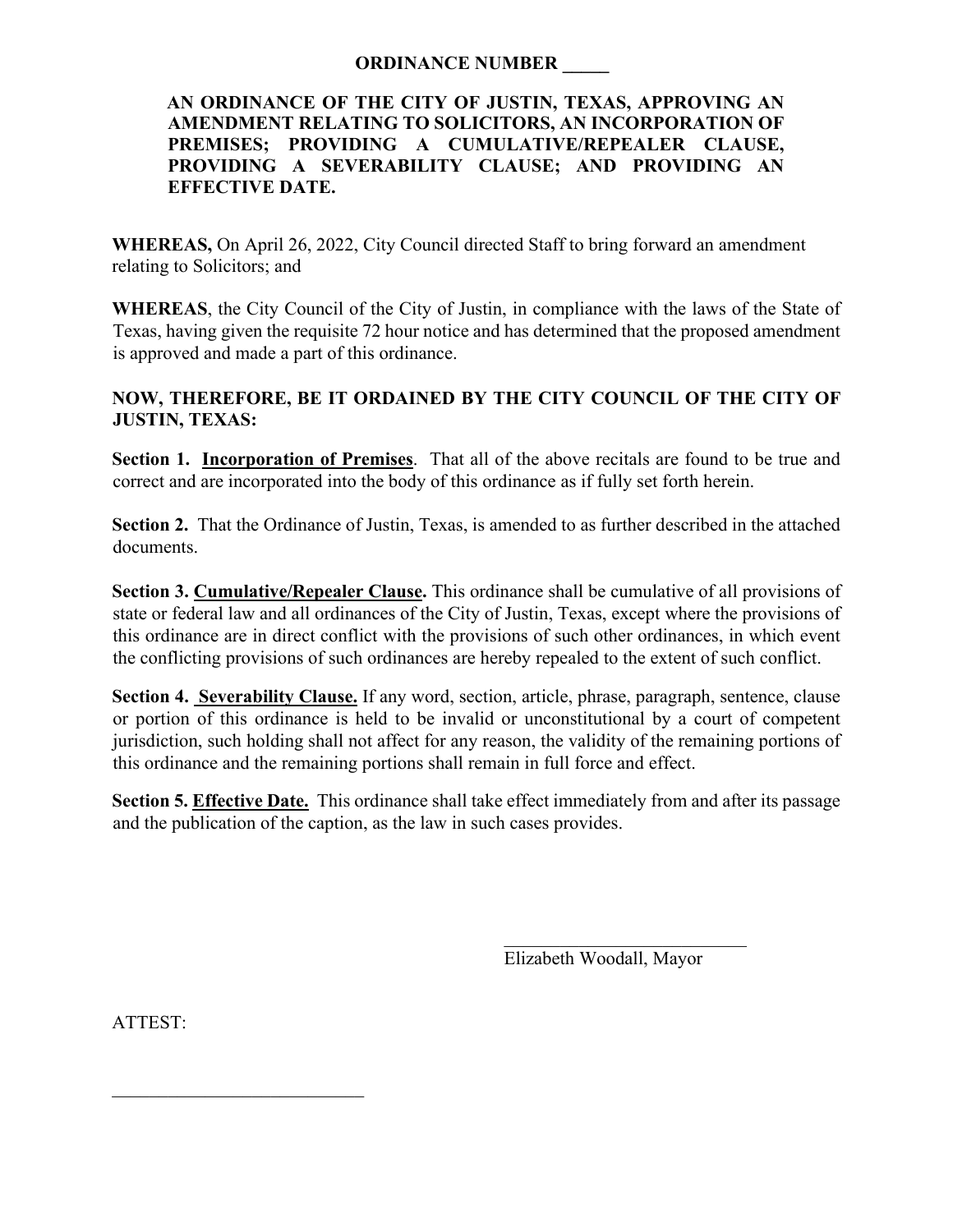**ORDINANCE NUMBER _____**

**AN ORDINANCE OF THE CITY OF JUSTIN, TEXAS, APPROVING AN AMENDMENT RELATING TO SOLICITORS, AN INCORPORATION OF PREMISES; PROVIDING A CUMULATIVE/REPEALER CLAUSE, PROVIDING A SEVERABILITY CLAUSE; AND PROVIDING AN EFFECTIVE DATE.**

**WHEREAS,** On April 26, 2022, City Council directed Staff to bring forward an amendment relating to Solicitors; and

**WHEREAS**, the City Council of the City of Justin, in compliance with the laws of the State of Texas, having given the requisite 72 hour notice and has determined that the proposed amendment is approved and made a part of this ordinance.

**NOW, THEREFORE, BE IT ORDAINED BY THE CITY COUNCIL OF THE CITY OF JUSTIN, TEXAS:**

**Section 1.** **Incorporation of Premises**. That all of the above recitals are found to be true and correct and are incorporated into the body of this ordinance as if fully set forth herein.

**Section 2.** That the Ordinance of Justin, Texas, is amended to as further described in the attached documents.

**Section 3.** **Cumulative/Repealer Clause.** This ordinance shall be cumulative of all provisions of state or federal law and all ordinances of the City of Justin, Texas, except where the provisions of this ordinance are in direct conflict with the provisions of such other ordinances, in which event the conflicting provisions of such ordinances are hereby repealed to the extent of such conflict.

**Section 4.** **Severability Clause.** If any word, section, article, phrase, paragraph, sentence, clause or portion of this ordinance is held to be invalid or unconstitutional by a court of competent jurisdiction, such holding shall not affect for any reason, the validity of the remaining portions of this ordinance and the remaining portions shall remain in full force and effect.

**Section 5.** **Effective Date.** This ordinance shall take effect immediately from and after its passage and the publication of the caption, as the law in such cases provides.

___________________________

Elizabeth Woodall, Mayor

ATTEST:

___________________________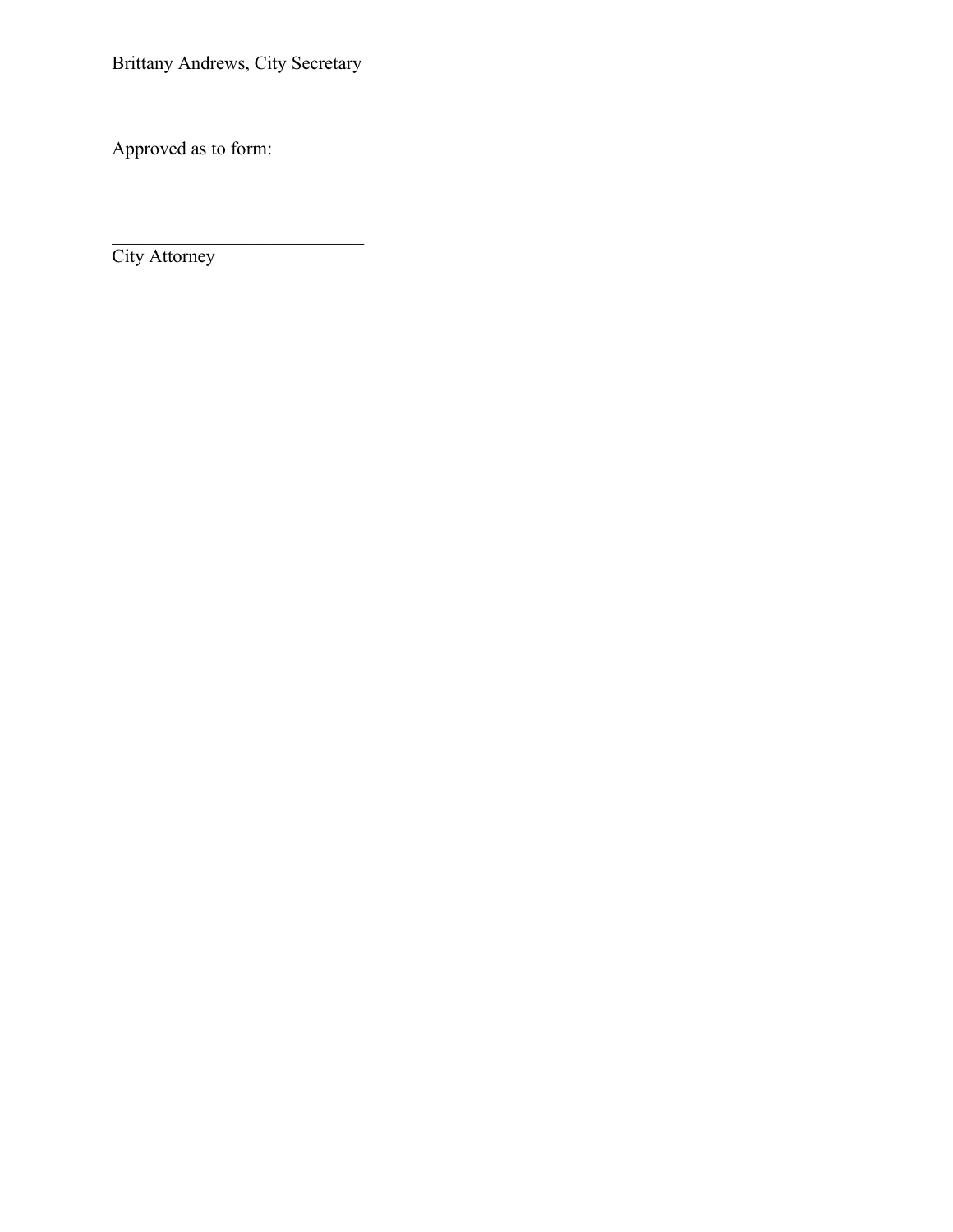Brittany Andrews, City Secretary

Approved as to form:

\_\_\_\_\_\_\_\_\_\_\_\_\_\_\_\_\_\_\_\_\_\_\_\_\_\_\_\_

City Attorney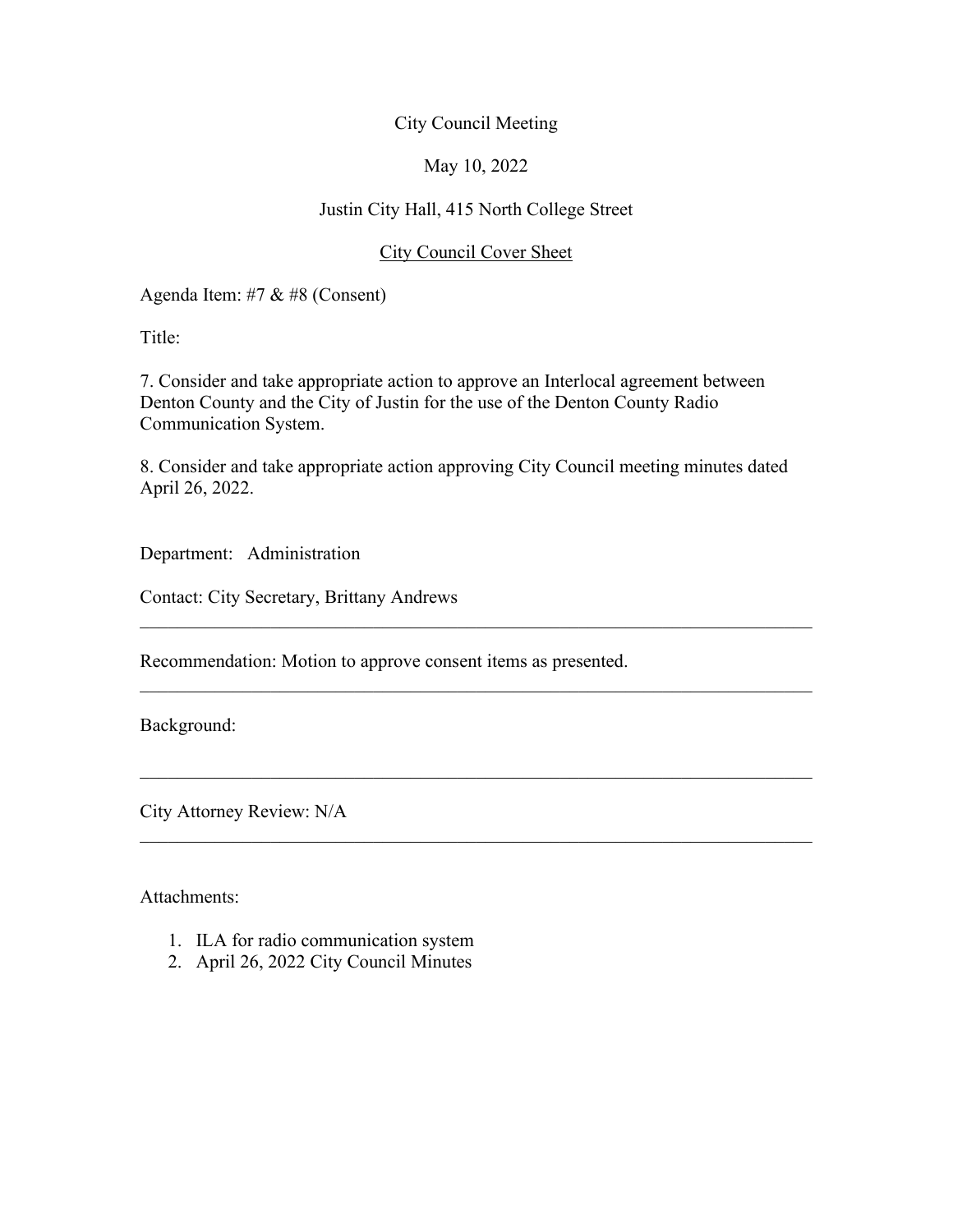City Council Meeting

May 10, 2022

Justin City Hall, 415 North College Street

City Council Cover Sheet

Agenda Item: #7 & #8 (Consent)

Title:

7. Consider and take appropriate action to approve an Interlocal agreement between Denton County and the City of Justin for the use of the Denton County Radio Communication System.

8. Consider and take appropriate action approving City Council meeting minutes dated April 26, 2022.

Department: Administration

Contact: City Secretary, Brittany Andrews

---

Recommendation: Motion to approve consent items as presented.

---

Background:

---

City Attorney Review: N/A

---

Attachments:

1. ILA for radio communication system
2. April 26, 2022 City Council Minutes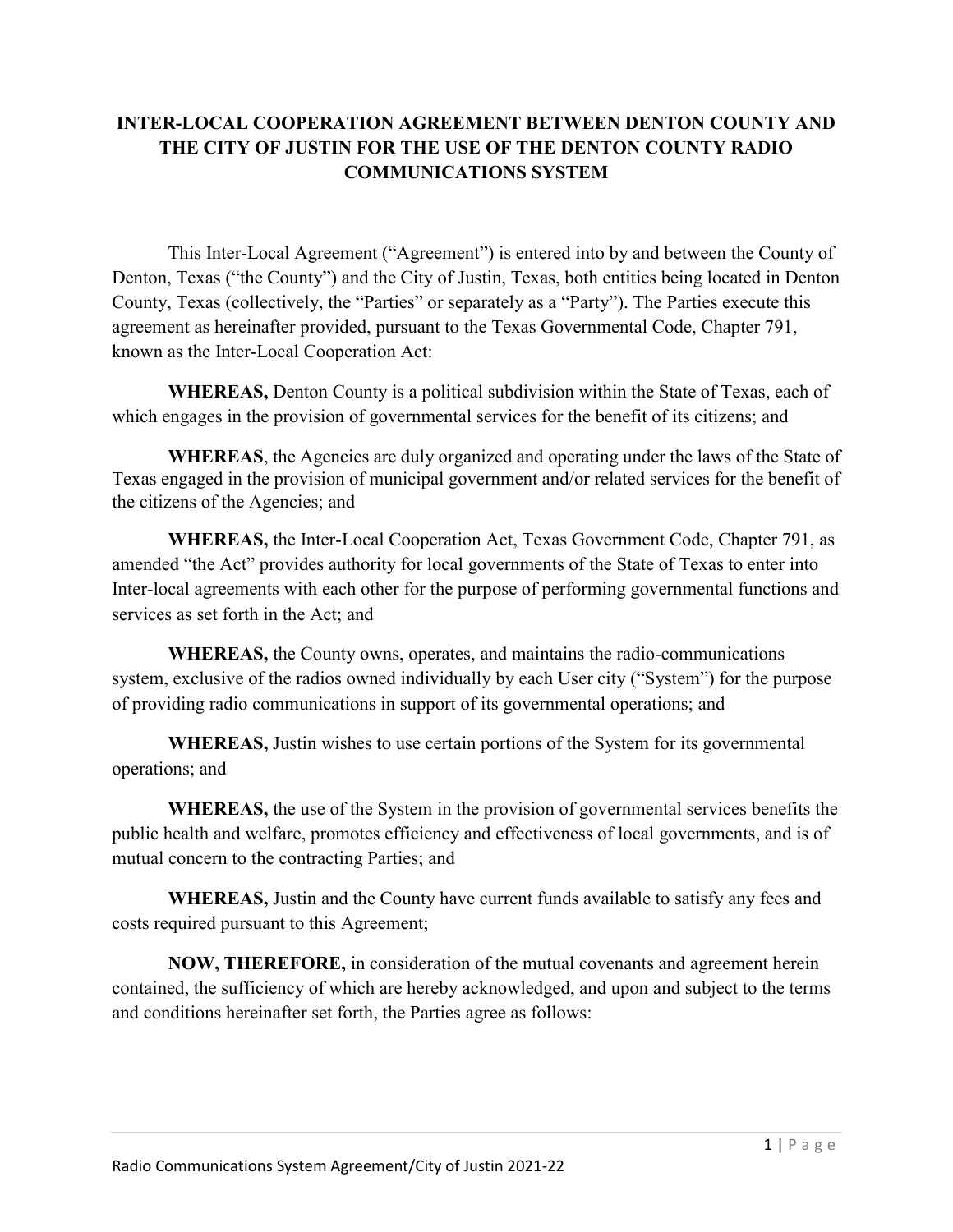# INTER-LOCAL COOPERATION AGREEMENT BETWEEN DENTON COUNTY AND THE CITY OF JUSTIN FOR THE USE OF THE DENTON COUNTY RADIO COMMUNICATIONS SYSTEM

This Inter-Local Agreement ("Agreement") is entered into by and between the County of Denton, Texas ("the County") and the City of Justin, Texas, both entities being located in Denton County, Texas (collectively, the "Parties" or separately as a "Party"). The Parties execute this agreement as hereinafter provided, pursuant to the Texas Governmental Code, Chapter 791, known as the Inter-Local Cooperation Act:

**WHEREAS,** Denton County is a political subdivision within the State of Texas, each of which engages in the provision of governmental services for the benefit of its citizens; and

**WHEREAS**, the Agencies are duly organized and operating under the laws of the State of Texas engaged in the provision of municipal government and/or related services for the benefit of the citizens of the Agencies; and

**WHEREAS,** the Inter-Local Cooperation Act, Texas Government Code, Chapter 791, as amended "the Act" provides authority for local governments of the State of Texas to enter into Inter-local agreements with each other for the purpose of performing governmental functions and services as set forth in the Act; and

**WHEREAS,** the County owns, operates, and maintains the radio-communications system, exclusive of the radios owned individually by each User city ("System") for the purpose of providing radio communications in support of its governmental operations; and

**WHEREAS,** Justin wishes to use certain portions of the System for its governmental operations; and

**WHEREAS,** the use of the System in the provision of governmental services benefits the public health and welfare, promotes efficiency and effectiveness of local governments, and is of mutual concern to the contracting Parties; and

**WHEREAS,** Justin and the County have current funds available to satisfy any fees and costs required pursuant to this Agreement;

**NOW, THEREFORE,** in consideration of the mutual covenants and agreement herein contained, the sufficiency of which are hereby acknowledged, and upon and subject to the terms and conditions hereinafter set forth, the Parties agree as follows: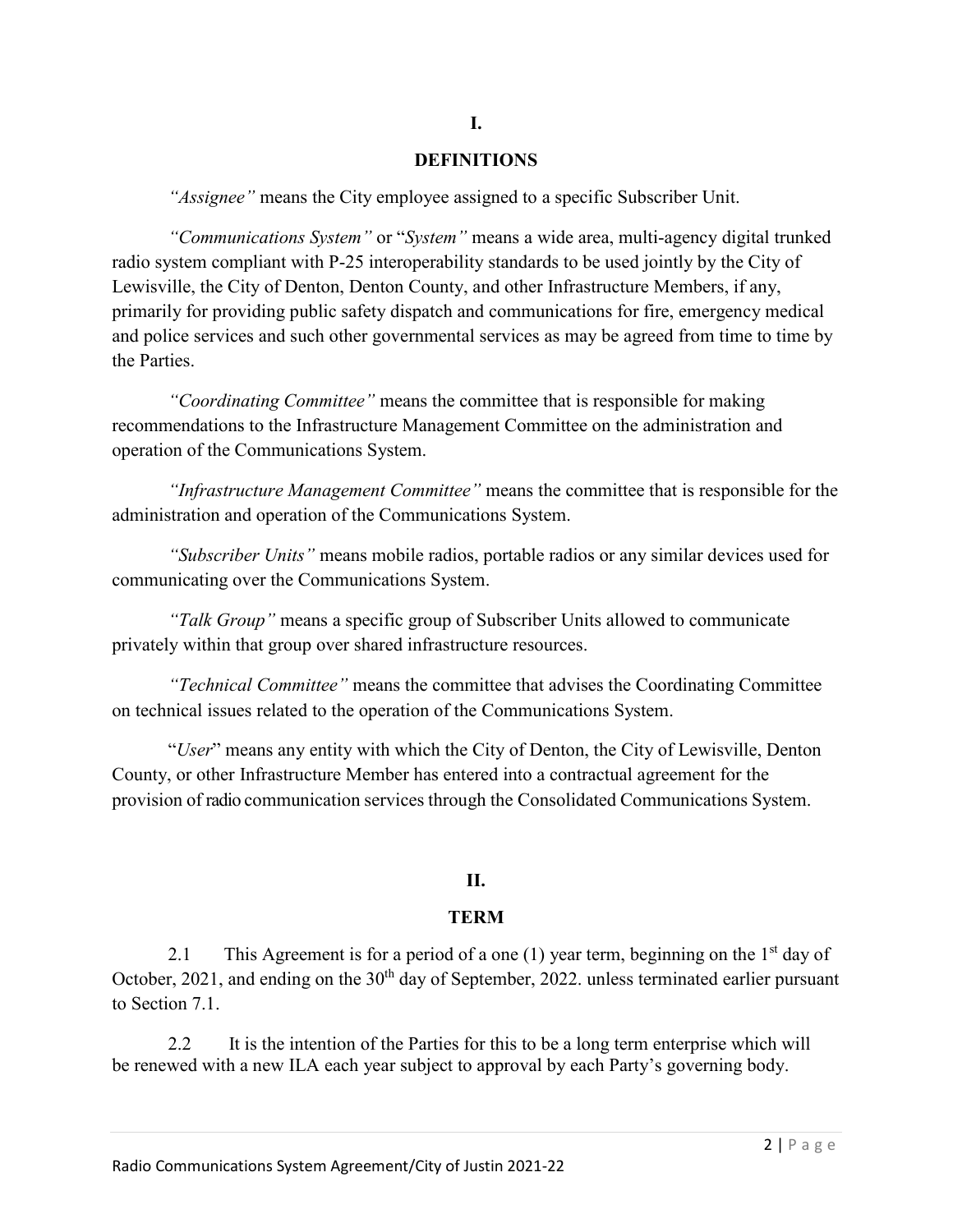# I.

## DEFINITIONS

*"Assignee"* means the City employee assigned to a specific Subscriber Unit.

*"Communications System"* or "*System"* means a wide area, multi-agency digital trunked radio system compliant with P-25 interoperability standards to be used jointly by the City of Lewisville, the City of Denton, Denton County, and other Infrastructure Members, if any, primarily for providing public safety dispatch and communications for fire, emergency medical and police services and such other governmental services as may be agreed from time to time by the Parties.

*"Coordinating Committee"* means the committee that is responsible for making recommendations to the Infrastructure Management Committee on the administration and operation of the Communications System.

*"Infrastructure Management Committee"* means the committee that is responsible for the administration and operation of the Communications System.

*"Subscriber Units"* means mobile radios, portable radios or any similar devices used for communicating over the Communications System.

*"Talk Group"* means a specific group of Subscriber Units allowed to communicate privately within that group over shared infrastructure resources.

*"Technical Committee"* means the committee that advises the Coordinating Committee on technical issues related to the operation of the Communications System.

"*User*" means any entity with which the City of Denton, the City of Lewisville, Denton County, or other Infrastructure Member has entered into a contractual agreement for the provision of radio communication services through the Consolidated Communications System.

# II.

## TERM

2.1 This Agreement is for a period of a one (1) year term, beginning on the 1st day of October, 2021, and ending on the 30th day of September, 2022. unless terminated earlier pursuant to Section 7.1.

2.2 It is the intention of the Parties for this to be a long term enterprise which will be renewed with a new ILA each year subject to approval by each Party's governing body.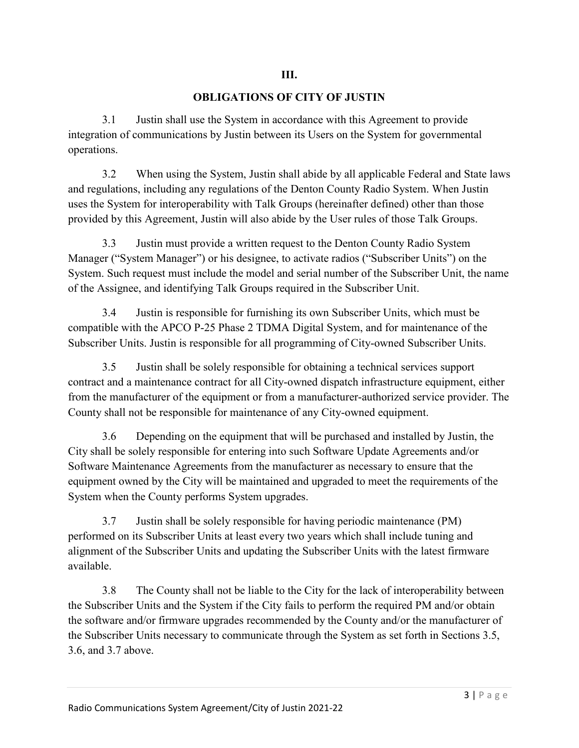## III.

## OBLIGATIONS OF CITY OF JUSTIN

3.1 Justin shall use the System in accordance with this Agreement to provide integration of communications by Justin between its Users on the System for governmental operations.

3.2 When using the System, Justin shall abide by all applicable Federal and State laws and regulations, including any regulations of the Denton County Radio System. When Justin uses the System for interoperability with Talk Groups (hereinafter defined) other than those provided by this Agreement, Justin will also abide by the User rules of those Talk Groups.

3.3 Justin must provide a written request to the Denton County Radio System Manager ("System Manager") or his designee, to activate radios ("Subscriber Units") on the System. Such request must include the model and serial number of the Subscriber Unit, the name of the Assignee, and identifying Talk Groups required in the Subscriber Unit.

3.4 Justin is responsible for furnishing its own Subscriber Units, which must be compatible with the APCO P-25 Phase 2 TDMA Digital System, and for maintenance of the Subscriber Units. Justin is responsible for all programming of City-owned Subscriber Units.

3.5 Justin shall be solely responsible for obtaining a technical services support contract and a maintenance contract for all City-owned dispatch infrastructure equipment, either from the manufacturer of the equipment or from a manufacturer-authorized service provider. The County shall not be responsible for maintenance of any City-owned equipment.

3.6 Depending on the equipment that will be purchased and installed by Justin, the City shall be solely responsible for entering into such Software Update Agreements and/or Software Maintenance Agreements from the manufacturer as necessary to ensure that the equipment owned by the City will be maintained and upgraded to meet the requirements of the System when the County performs System upgrades.

3.7 Justin shall be solely responsible for having periodic maintenance (PM) performed on its Subscriber Units at least every two years which shall include tuning and alignment of the Subscriber Units and updating the Subscriber Units with the latest firmware available.

3.8 The County shall not be liable to the City for the lack of interoperability between the Subscriber Units and the System if the City fails to perform the required PM and/or obtain the software and/or firmware upgrades recommended by the County and/or the manufacturer of the Subscriber Units necessary to communicate through the System as set forth in Sections 3.5, 3.6, and 3.7 above.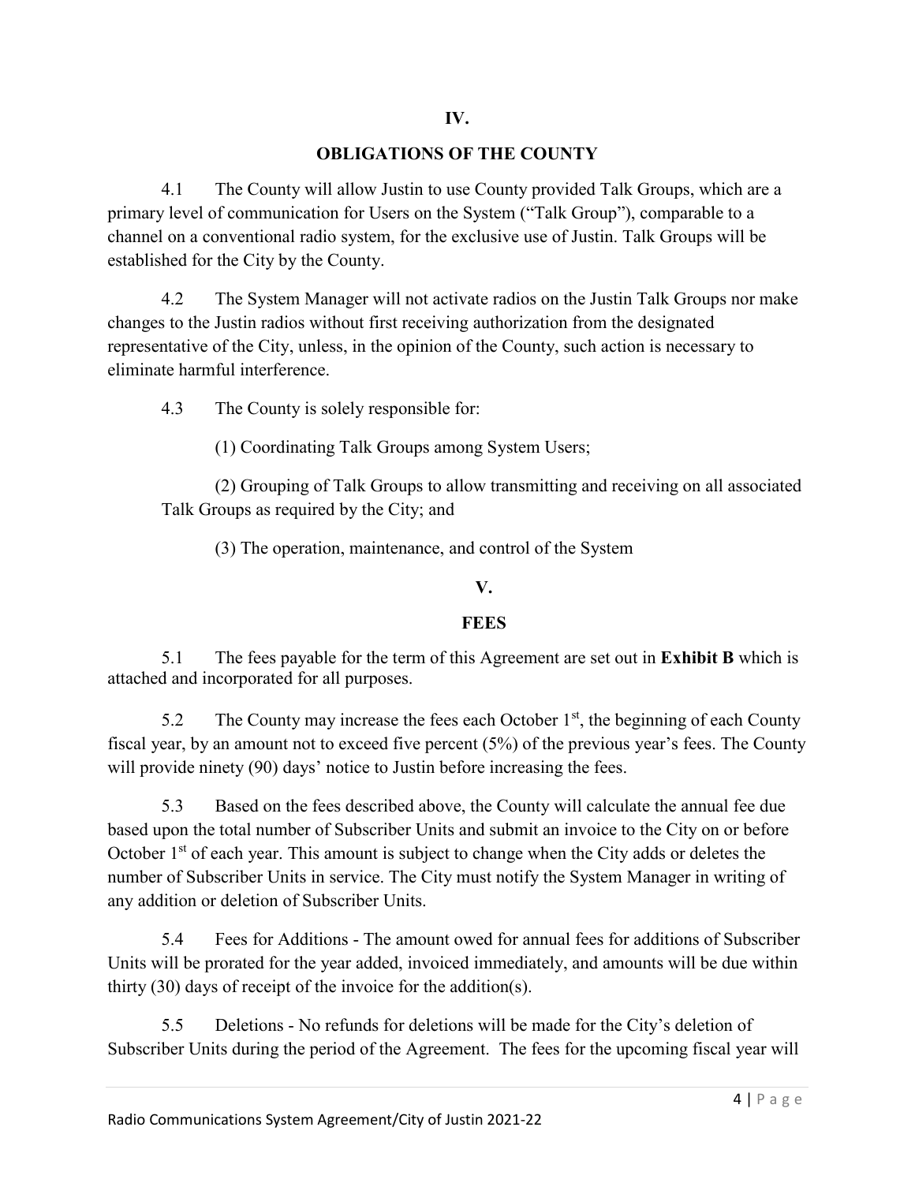## IV.

## OBLIGATIONS OF THE COUNTY

4.1 The County will allow Justin to use County provided Talk Groups, which are a primary level of communication for Users on the System ("Talk Group"), comparable to a channel on a conventional radio system, for the exclusive use of Justin. Talk Groups will be established for the City by the County.

4.2 The System Manager will not activate radios on the Justin Talk Groups nor make changes to the Justin radios without first receiving authorization from the designated representative of the City, unless, in the opinion of the County, such action is necessary to eliminate harmful interference.

4.3 The County is solely responsible for:

(1) Coordinating Talk Groups among System Users;

(2) Grouping of Talk Groups to allow transmitting and receiving on all associated Talk Groups as required by the City; and

(3) The operation, maintenance, and control of the System

## V.

## FEES

5.1 The fees payable for the term of this Agreement are set out in **Exhibit B** which is attached and incorporated for all purposes.

5.2 The County may increase the fees each October 1st, the beginning of each County fiscal year, by an amount not to exceed five percent (5%) of the previous year's fees. The County will provide ninety (90) days' notice to Justin before increasing the fees.

5.3 Based on the fees described above, the County will calculate the annual fee due based upon the total number of Subscriber Units and submit an invoice to the City on or before October 1st of each year. This amount is subject to change when the City adds or deletes the number of Subscriber Units in service. The City must notify the System Manager in writing of any addition or deletion of Subscriber Units.

5.4 Fees for Additions - The amount owed for annual fees for additions of Subscriber Units will be prorated for the year added, invoiced immediately, and amounts will be due within thirty (30) days of receipt of the invoice for the addition(s).

5.5 Deletions - No refunds for deletions will be made for the City's deletion of Subscriber Units during the period of the Agreement. The fees for the upcoming fiscal year will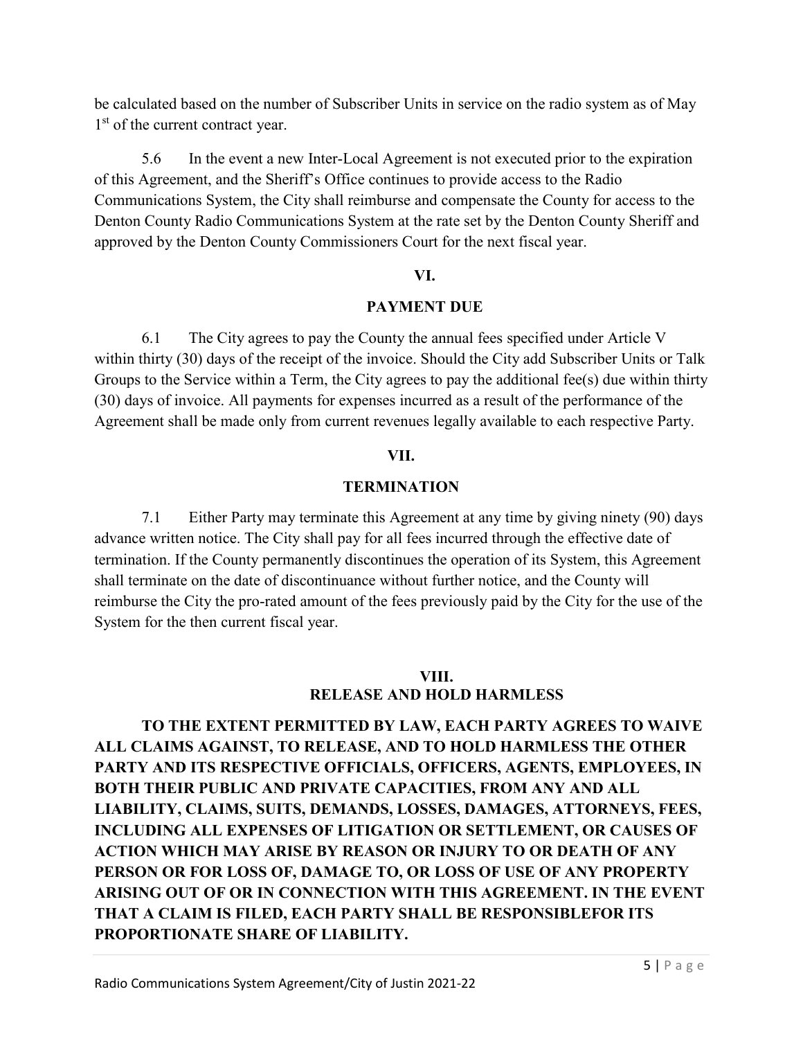be calculated based on the number of Subscriber Units in service on the radio system as of May 1st of the current contract year.

5.6 In the event a new Inter-Local Agreement is not executed prior to the expiration of this Agreement, and the Sheriff's Office continues to provide access to the Radio Communications System, the City shall reimburse and compensate the County for access to the Denton County Radio Communications System at the rate set by the Denton County Sheriff and approved by the Denton County Commissioners Court for the next fiscal year.

## VI.

## PAYMENT DUE

6.1 The City agrees to pay the County the annual fees specified under Article V within thirty (30) days of the receipt of the invoice. Should the City add Subscriber Units or Talk Groups to the Service within a Term, the City agrees to pay the additional fee(s) due within thirty (30) days of invoice. All payments for expenses incurred as a result of the performance of the Agreement shall be made only from current revenues legally available to each respective Party.

## VII.

## TERMINATION

7.1 Either Party may terminate this Agreement at any time by giving ninety (90) days advance written notice. The City shall pay for all fees incurred through the effective date of termination. If the County permanently discontinues the operation of its System, this Agreement shall terminate on the date of discontinuance without further notice, and the County will reimburse the City the pro-rated amount of the fees previously paid by the City for the use of the System for the then current fiscal year.

## VIII.

## RELEASE AND HOLD HARMLESS

**TO THE EXTENT PERMITTED BY LAW, EACH PARTY AGREES TO WAIVE ALL CLAIMS AGAINST, TO RELEASE, AND TO HOLD HARMLESS THE OTHER PARTY AND ITS RESPECTIVE OFFICIALS, OFFICERS, AGENTS, EMPLOYEES, IN BOTH THEIR PUBLIC AND PRIVATE CAPACITIES, FROM ANY AND ALL LIABILITY, CLAIMS, SUITS, DEMANDS, LOSSES, DAMAGES, ATTORNEYS, FEES, INCLUDING ALL EXPENSES OF LITIGATION OR SETTLEMENT, OR CAUSES OF ACTION WHICH MAY ARISE BY REASON OR INJURY TO OR DEATH OF ANY PERSON OR FOR LOSS OF, DAMAGE TO, OR LOSS OF USE OF ANY PROPERTY ARISING OUT OF OR IN CONNECTION WITH THIS AGREEMENT. IN THE EVENT THAT A CLAIM IS FILED, EACH PARTY SHALL BE RESPONSIBLEFOR ITS PROPORTIONATE SHARE OF LIABILITY.**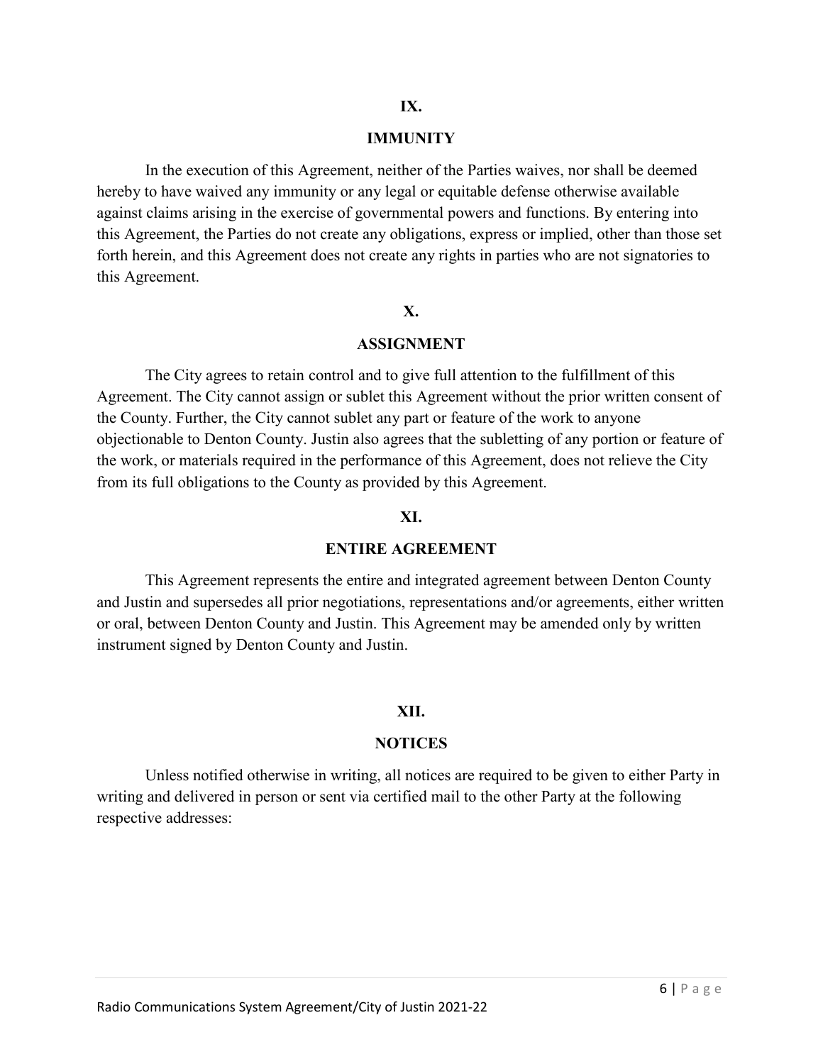## IX.

## IMMUNITY

In the execution of this Agreement, neither of the Parties waives, nor shall be deemed hereby to have waived any immunity or any legal or equitable defense otherwise available against claims arising in the exercise of governmental powers and functions. By entering into this Agreement, the Parties do not create any obligations, express or implied, other than those set forth herein, and this Agreement does not create any rights in parties who are not signatories to this Agreement.

## X.

## ASSIGNMENT

The City agrees to retain control and to give full attention to the fulfillment of this Agreement. The City cannot assign or sublet this Agreement without the prior written consent of the County. Further, the City cannot sublet any part or feature of the work to anyone objectionable to Denton County. Justin also agrees that the subletting of any portion or feature of the work, or materials required in the performance of this Agreement, does not relieve the City from its full obligations to the County as provided by this Agreement.

## XI.

## ENTIRE AGREEMENT

This Agreement represents the entire and integrated agreement between Denton County and Justin and supersedes all prior negotiations, representations and/or agreements, either written or oral, between Denton County and Justin. This Agreement may be amended only by written instrument signed by Denton County and Justin.

## XII.

## NOTICES

Unless notified otherwise in writing, all notices are required to be given to either Party in writing and delivered in person or sent via certified mail to the other Party at the following respective addresses: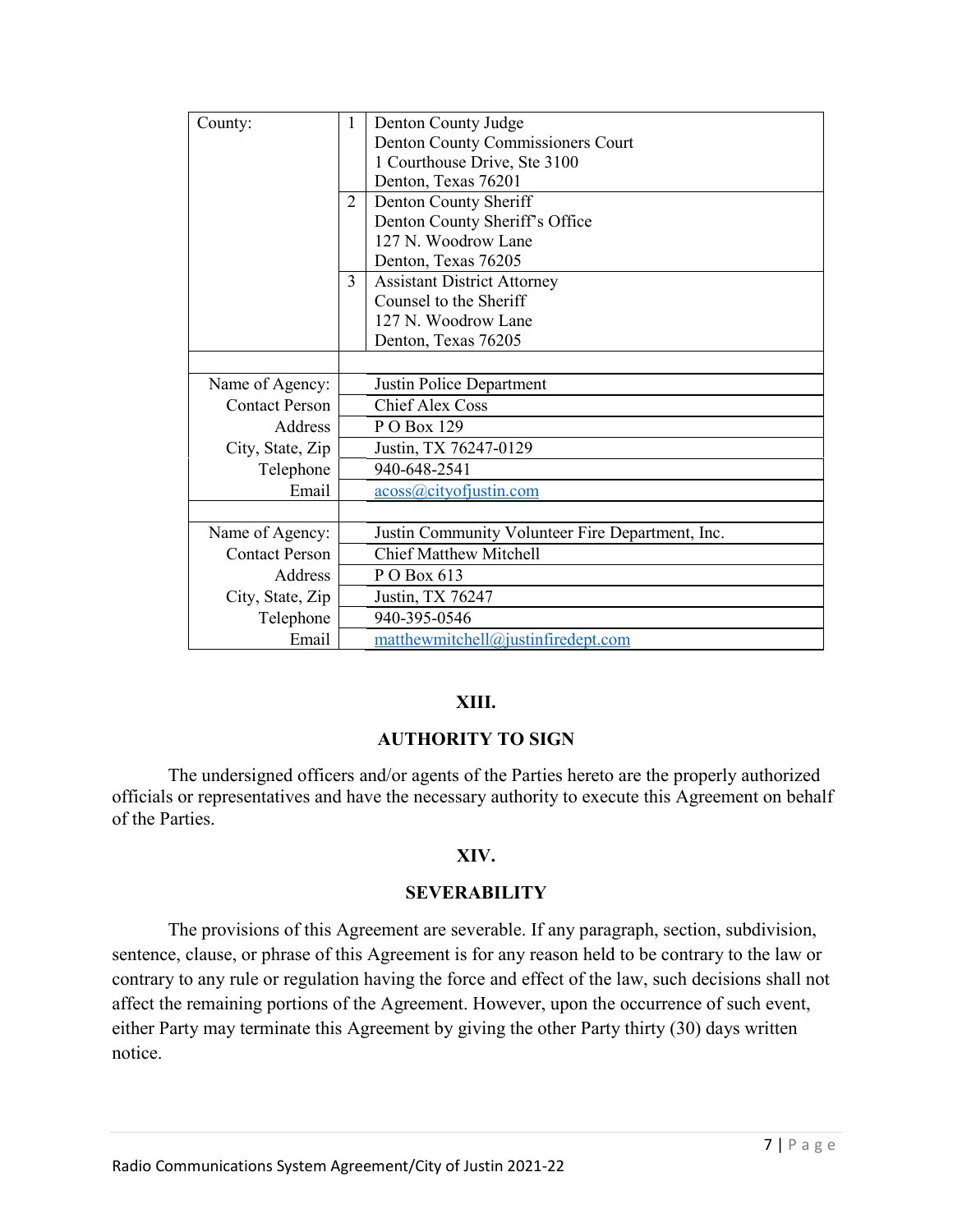| County: | 1 | Denton County Judge<br>Denton County Commissioners Court<br>1 Courthouse Drive, Ste 3100<br>Denton, Texas 76201 |
|---|---|---|
| | 2 | Denton County Sheriff<br>Denton County Sheriff's Office<br>127 N. Woodrow Lane<br>Denton, Texas 76205 |
| | 3 | Assistant District Attorney<br>Counsel to the Sheriff<br>127 N. Woodrow Lane<br>Denton, Texas 76205 |
| | | |
| Name of Agency: | | Justin Police Department |
| Contact Person | | Chief Alex Coss |
| Address | | P O Box 129 |
| City, State, Zip | | Justin, TX 76247-0129 |
| Telephone | | 940-648-2541 |
| Email | | acoss@cityofjustin.com |
| | | |
| Name of Agency: | | Justin Community Volunteer Fire Department, Inc. |
| Contact Person | | Chief Matthew Mitchell |
| Address | | P O Box 613 |
| City, State, Zip | | Justin, TX 76247 |
| Telephone | | 940-395-0546 |
| Email | | matthewmitchell@justinfiredept.com |

## XIII.

## AUTHORITY TO SIGN

The undersigned officers and/or agents of the Parties hereto are the properly authorized officials or representatives and have the necessary authority to execute this Agreement on behalf of the Parties.

## XIV.

## SEVERABILITY

The provisions of this Agreement are severable. If any paragraph, section, subdivision, sentence, clause, or phrase of this Agreement is for any reason held to be contrary to the law or contrary to any rule or regulation having the force and effect of the law, such decisions shall not affect the remaining portions of the Agreement. However, upon the occurrence of such event, either Party may terminate this Agreement by giving the other Party thirty (30) days written notice.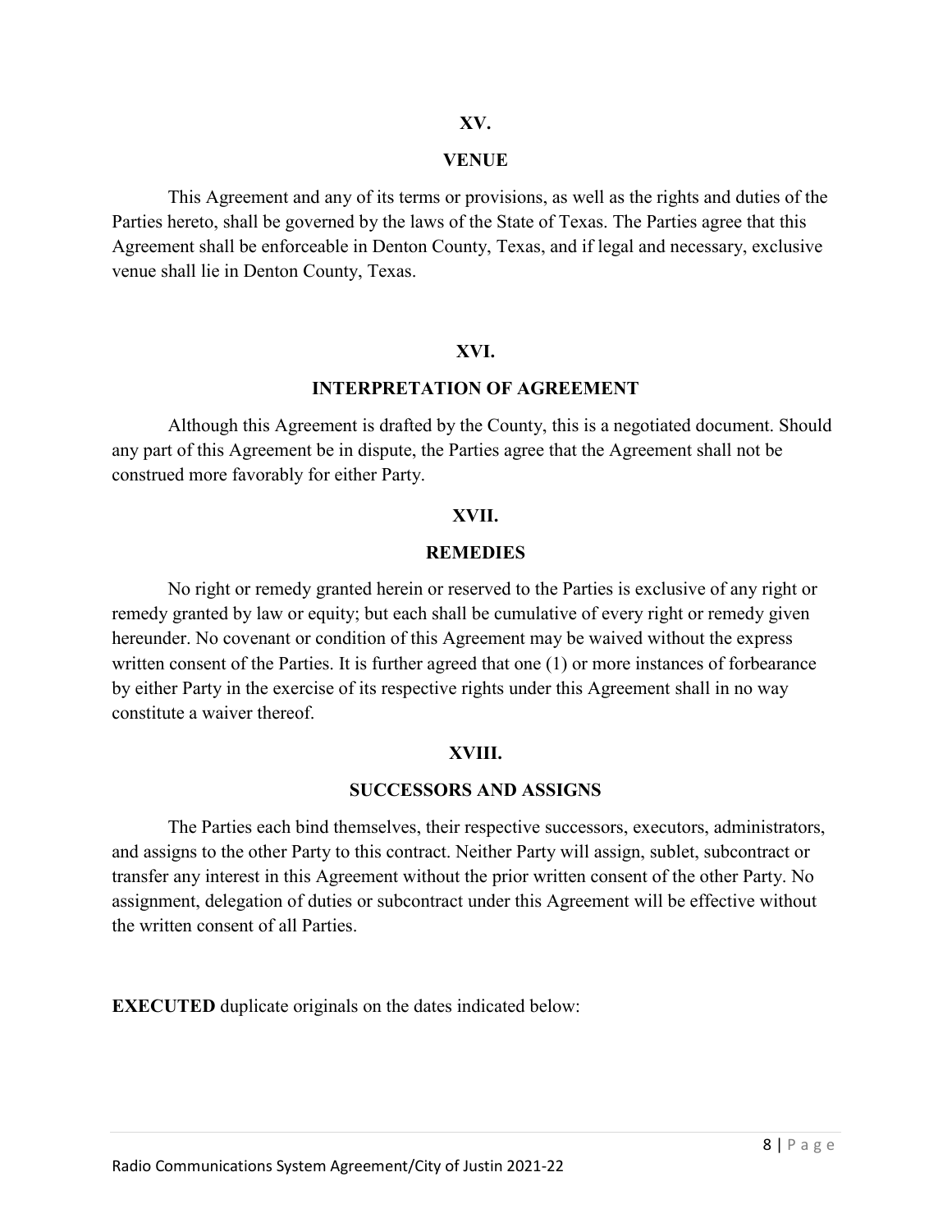## XV.

## VENUE

This Agreement and any of its terms or provisions, as well as the rights and duties of the Parties hereto, shall be governed by the laws of the State of Texas. The Parties agree that this Agreement shall be enforceable in Denton County, Texas, and if legal and necessary, exclusive venue shall lie in Denton County, Texas.

## XVI.

## INTERPRETATION OF AGREEMENT

Although this Agreement is drafted by the County, this is a negotiated document. Should any part of this Agreement be in dispute, the Parties agree that the Agreement shall not be construed more favorably for either Party.

## XVII.

## REMEDIES

No right or remedy granted herein or reserved to the Parties is exclusive of any right or remedy granted by law or equity; but each shall be cumulative of every right or remedy given hereunder. No covenant or condition of this Agreement may be waived without the express written consent of the Parties. It is further agreed that one (1) or more instances of forbearance by either Party in the exercise of its respective rights under this Agreement shall in no way constitute a waiver thereof.

## XVIII.

## SUCCESSORS AND ASSIGNS

The Parties each bind themselves, their respective successors, executors, administrators, and assigns to the other Party to this contract. Neither Party will assign, sublet, subcontract or transfer any interest in this Agreement without the prior written consent of the other Party. No assignment, delegation of duties or subcontract under this Agreement will be effective without the written consent of all Parties.

**EXECUTED** duplicate originals on the dates indicated below: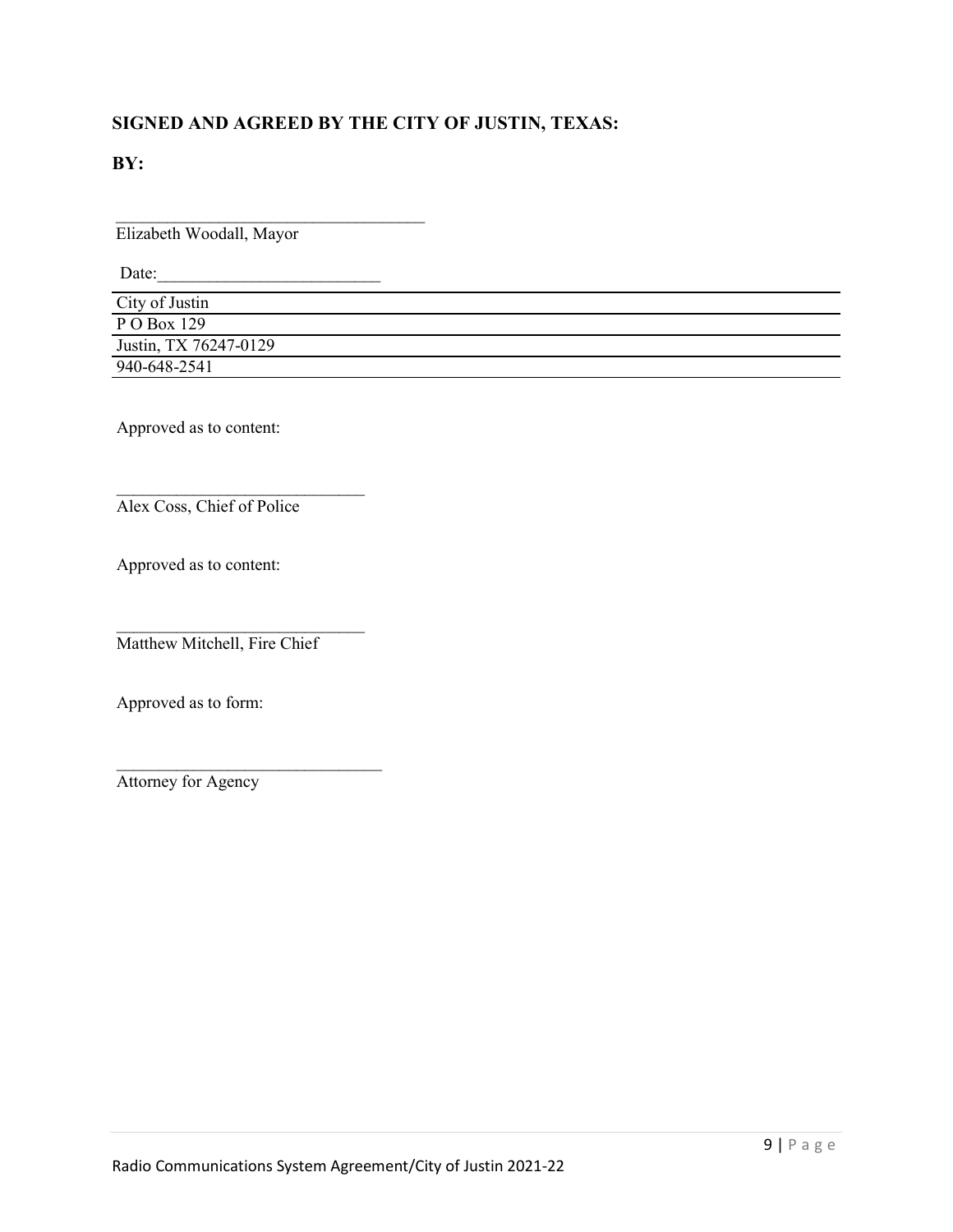**SIGNED AND AGREED BY THE CITY OF JUSTIN, TEXAS:**

**BY:**

\_\_\_\_\_\_\_\_\_\_\_\_\_\_\_\_\_\_\_\_\_\_\_\_\_\_\_\_\_\_\_\_\_\_\_\_\_
Elizabeth Woodall, Mayor

Date:\_\_\_\_\_\_\_\_\_\_\_\_\_\_\_\_\_\_\_\_\_\_\_\_\_\_

City of Justin
P O Box 129
Justin, TX 76247-0129
940-648-2541

Approved as to content:

\_\_\_\_\_\_\_\_\_\_\_\_\_\_\_\_\_\_\_\_\_\_\_\_\_\_\_\_\_\_
Alex Coss, Chief of Police

Approved as to content:

\_\_\_\_\_\_\_\_\_\_\_\_\_\_\_\_\_\_\_\_\_\_\_\_\_\_\_\_\_\_
Matthew Mitchell, Fire Chief

Approved as to form:

\_\_\_\_\_\_\_\_\_\_\_\_\_\_\_\_\_\_\_\_\_\_\_\_\_\_\_\_\_\_\_\_
Attorney for Agency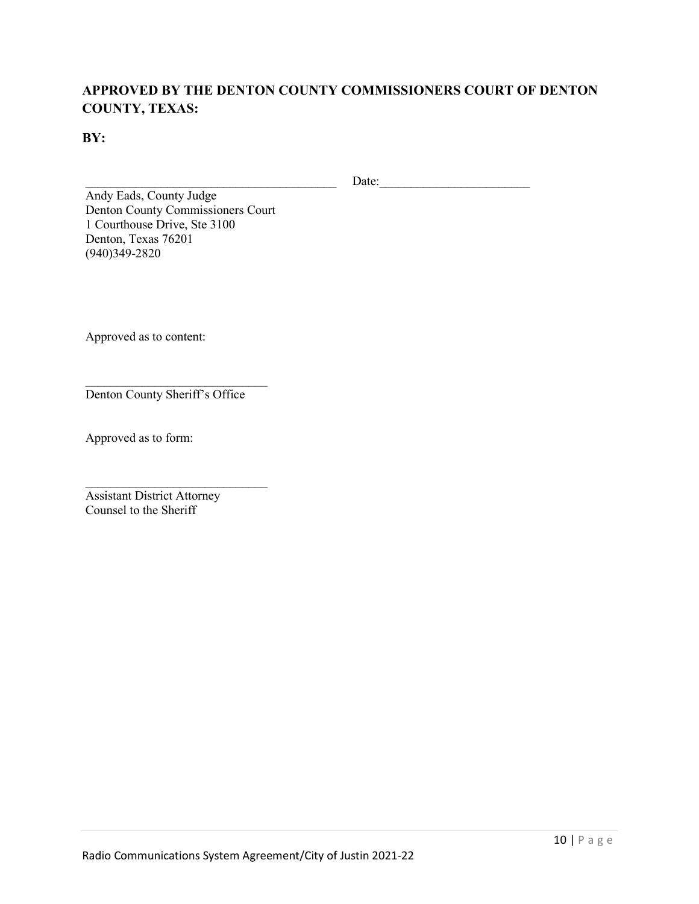**APPROVED BY THE DENTON COUNTY COMMISSIONERS COURT OF DENTON COUNTY, TEXAS:**

**BY:**

\_\_\_\_\_\_\_\_\_\_\_\_\_\_\_\_\_\_\_\_\_\_\_\_\_\_\_\_\_\_\_\_\_\_\_\_\_\_\_\_ Date:\_\_\_\_\_\_\_\_\_\_\_\_\_\_\_\_\_\_\_\_\_\_\_\_

Andy Eads, County Judge
Denton County Commissioners Court
1 Courthouse Drive, Ste 3100
Denton, Texas 76201
(940)349-2820

Approved as to content:

\_\_\_\_\_\_\_\_\_\_\_\_\_\_\_\_\_\_\_\_\_\_\_\_\_\_\_\_\_\_
Denton County Sheriff's Office

Approved as to form:

\_\_\_\_\_\_\_\_\_\_\_\_\_\_\_\_\_\_\_\_\_\_\_\_\_\_\_\_\_\_
Assistant District Attorney
Counsel to the Sheriff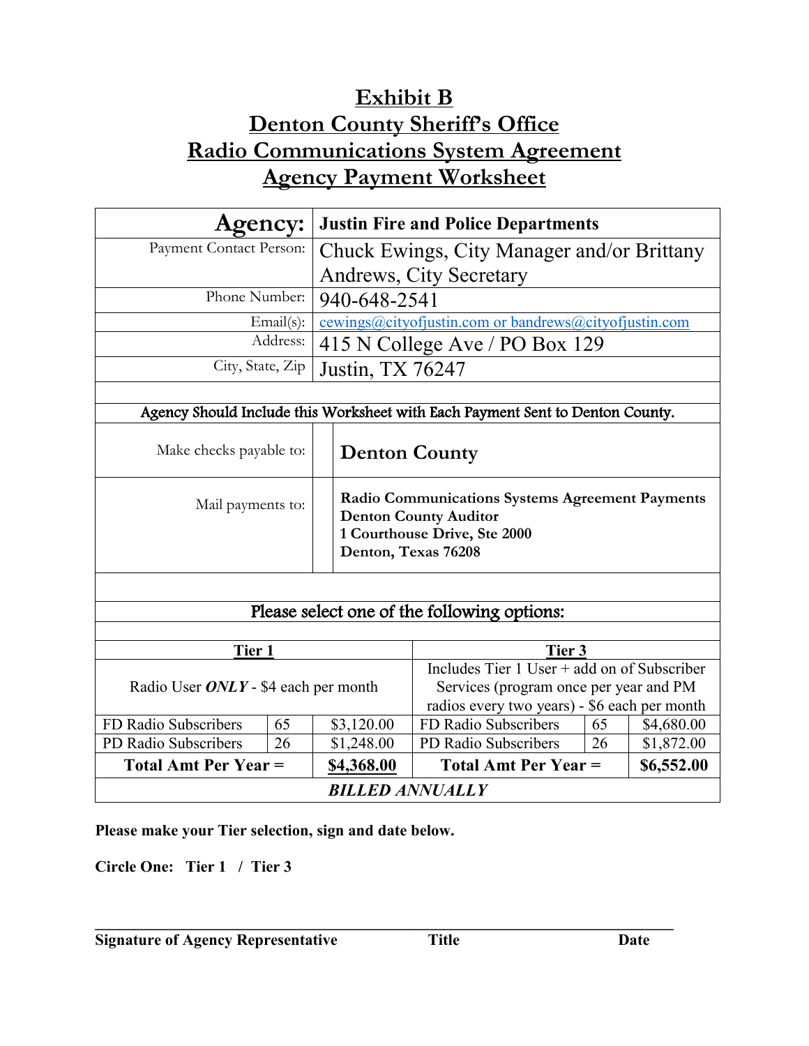# Exhibit B
# Denton County Sheriff's Office
# Radio Communications System Agreement
# Agency Payment Worksheet

| | |
|---|---|
| **Agency:** | **Justin Fire and Police Departments** |
| Payment Contact Person: | Chuck Ewings, City Manager and/or Brittany Andrews, City Secretary |
| Phone Number: | 940-648-2541 |
| Email(s): | cewings@cityofjustin.com or bandrews@cityofjustin.com |
| Address: | 415 N College Ave / PO Box 129 |
| City, State, Zip | Justin, TX 76247 |

Agency Should Include this Worksheet with Each Payment Sent to Denton County.

| | |
|---|---|
| Make checks payable to: | **Denton County** |
| Mail payments to: | **Radio Communications Systems Agreement Payments**<br>**Denton County Auditor**<br>**1 Courthouse Drive, Ste 2000**<br>**Denton, Texas 76208** |

Please select one of the following options:

| **Tier 1** | | | **Tier 3** | | |
|---|---|---|---|---|---|
| Radio User ***ONLY*** - $4 each per month | | | Includes Tier 1 User + add on of Subscriber Services (program once per year and PM radios every two years) - $6 each per month | | |
| FD Radio Subscribers | 65 | $3,120.00 | FD Radio Subscribers | 65 | $4,680.00 |
| PD Radio Subscribers | 26 | $1,248.00 | PD Radio Subscribers | 26 | $1,872.00 |
| **Total Amt Per Year =** | | **$4,368.00** | **Total Amt Per Year =** | | **$6,552.00** |
| ***BILLED ANNUALLY*** | | | | | |

**Please make your Tier selection, sign and date below.**

**Circle One: Tier 1 / Tier 3**

______________________________________________________________

**Signature of Agency Representative** **Title** **Date**